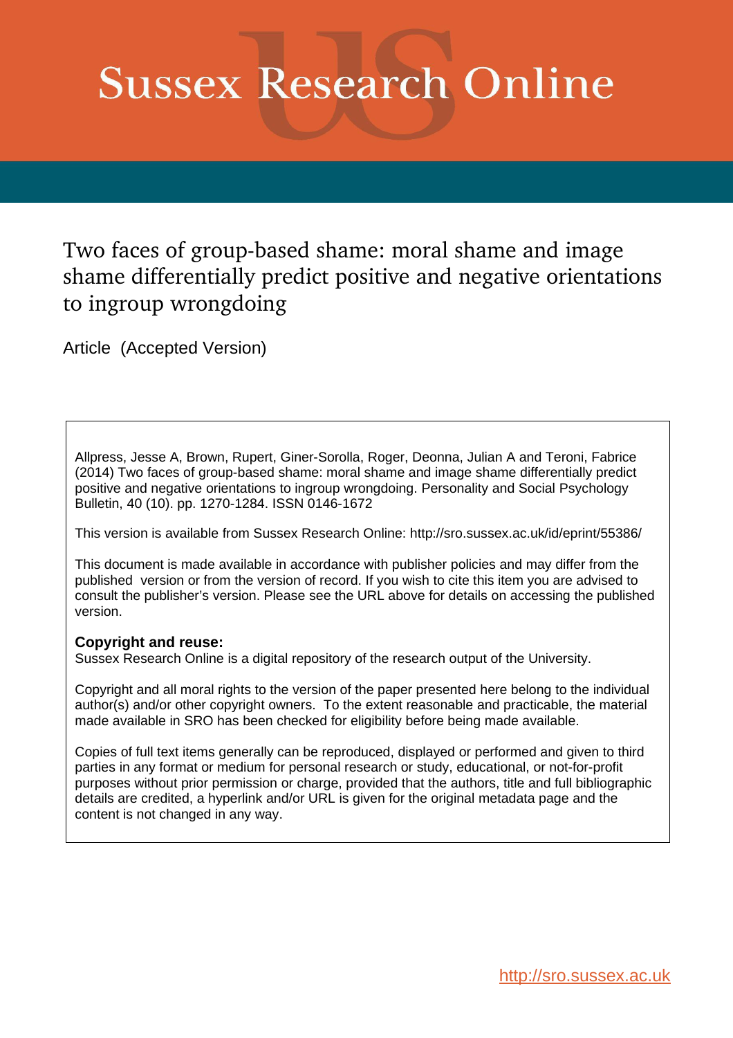# Sussex Research Online

## Two faces of group-based shame: moral shame and image shame differentially predict positive and negative orientations to ingroup wrongdoing

Article (Accepted Version)

Allpress, Jesse A, Brown, Rupert, Giner-Sorolla, Roger, Deonna, Julian A and Teroni, Fabrice (2014) Two faces of group-based shame: moral shame and image shame differentially predict positive and negative orientations to ingroup wrongdoing. Personality and Social Psychology Bulletin, 40 (10). pp. 1270-1284. ISSN 0146-1672

This version is available from Sussex Research Online: http://sro.sussex.ac.uk/id/eprint/55386/

This document is made available in accordance with publisher policies and may differ from the published version or from the version of record. If you wish to cite this item you are advised to consult the publisher's version. Please see the URL above for details on accessing the published version.

**Copyright and reuse:**
Sussex Research Online is a digital repository of the research output of the University.

Copyright and all moral rights to the version of the paper presented here belong to the individual author(s) and/or other copyright owners. To the extent reasonable and practicable, the material made available in SRO has been checked for eligibility before being made available.

Copies of full text items generally can be reproduced, displayed or performed and given to third parties in any format or medium for personal research or study, educational, or not-for-profit purposes without prior permission or charge, provided that the authors, title and full bibliographic details are credited, a hyperlink and/or URL is given for the original metadata page and the content is not changed in any way.

http://sro.sussex.ac.uk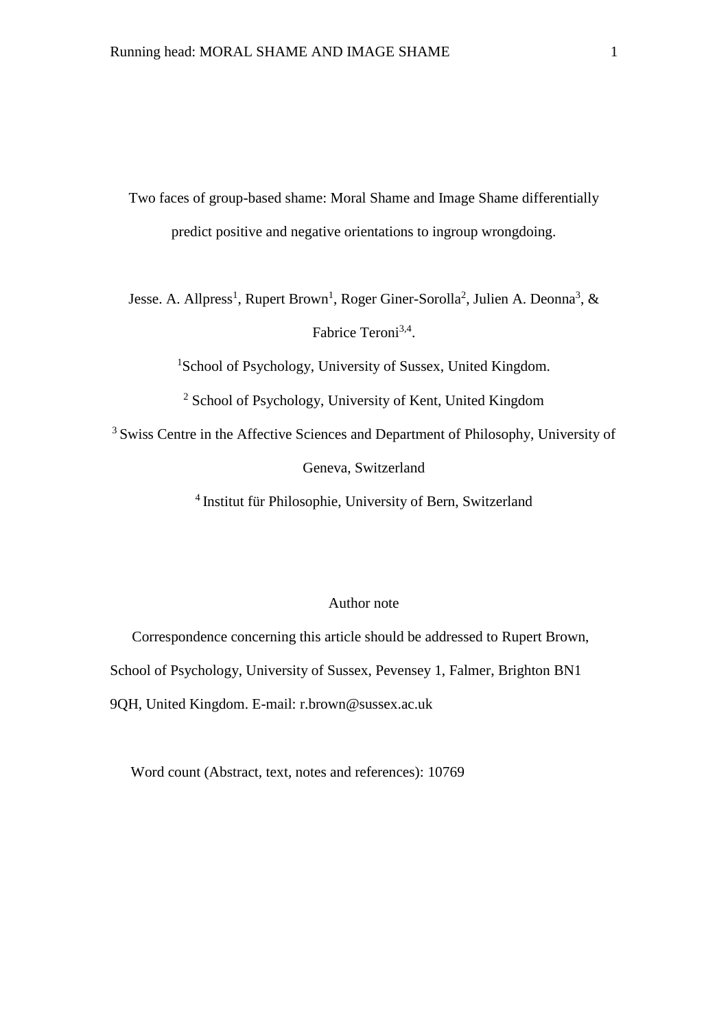# Two faces of group-based shame: Moral Shame and Image Shame differentially predict positive and negative orientations to ingroup wrongdoing.

Jesse. A. Allpress[1], Rupert Brown[1], Roger Giner-Sorolla[2], Julien A. Deonna[3], & Fabrice Teroni[3,4].

[1]School of Psychology, University of Sussex, United Kingdom.

[2] School of Psychology, University of Kent, United Kingdom

[3] Swiss Centre in the Affective Sciences and Department of Philosophy, University of Geneva, Switzerland

[4] Institut für Philosophie, University of Bern, Switzerland

Author note

Correspondence concerning this article should be addressed to Rupert Brown, School of Psychology, University of Sussex, Pevensey 1, Falmer, Brighton BN1 9QH, United Kingdom. E-mail: r.brown@sussex.ac.uk

Word count (Abstract, text, notes and references): 10769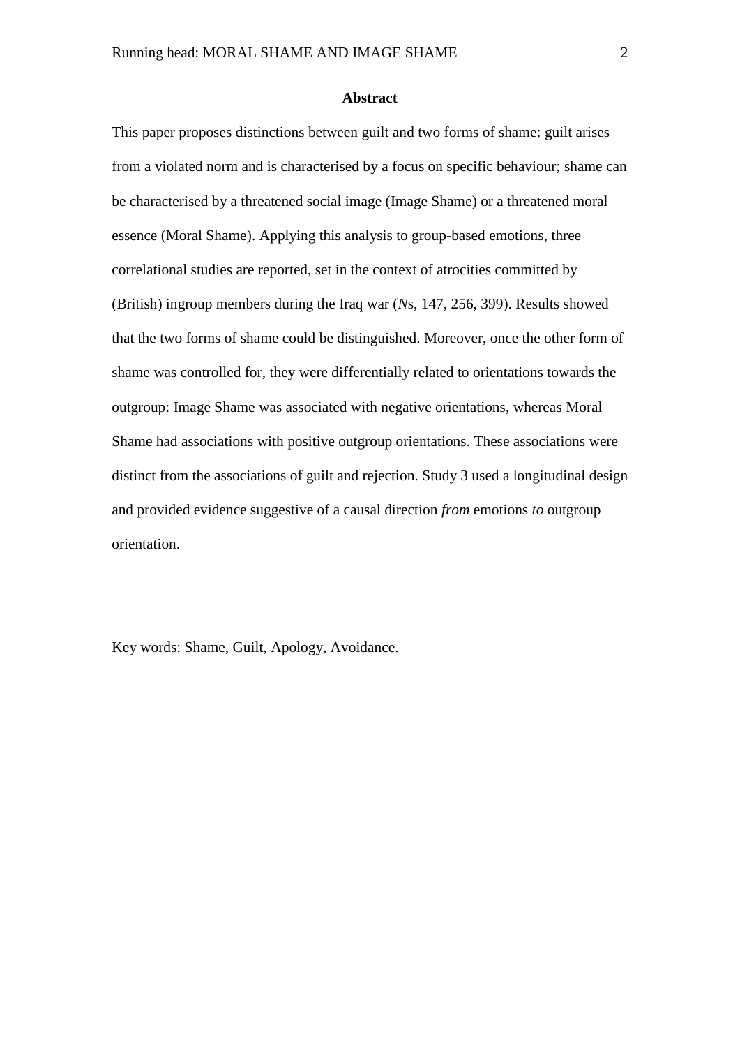## Abstract

This paper proposes distinctions between guilt and two forms of shame: guilt arises from a violated norm and is characterised by a focus on specific behaviour; shame can be characterised by a threatened social image (Image Shame) or a threatened moral essence (Moral Shame). Applying this analysis to group-based emotions, three correlational studies are reported, set in the context of atrocities committed by (British) ingroup members during the Iraq war (*N*s, 147, 256, 399). Results showed that the two forms of shame could be distinguished. Moreover, once the other form of shame was controlled for, they were differentially related to orientations towards the outgroup: Image Shame was associated with negative orientations, whereas Moral Shame had associations with positive outgroup orientations. These associations were distinct from the associations of guilt and rejection. Study 3 used a longitudinal design and provided evidence suggestive of a causal direction *from* emotions *to* outgroup orientation.

Key words: Shame, Guilt, Apology, Avoidance.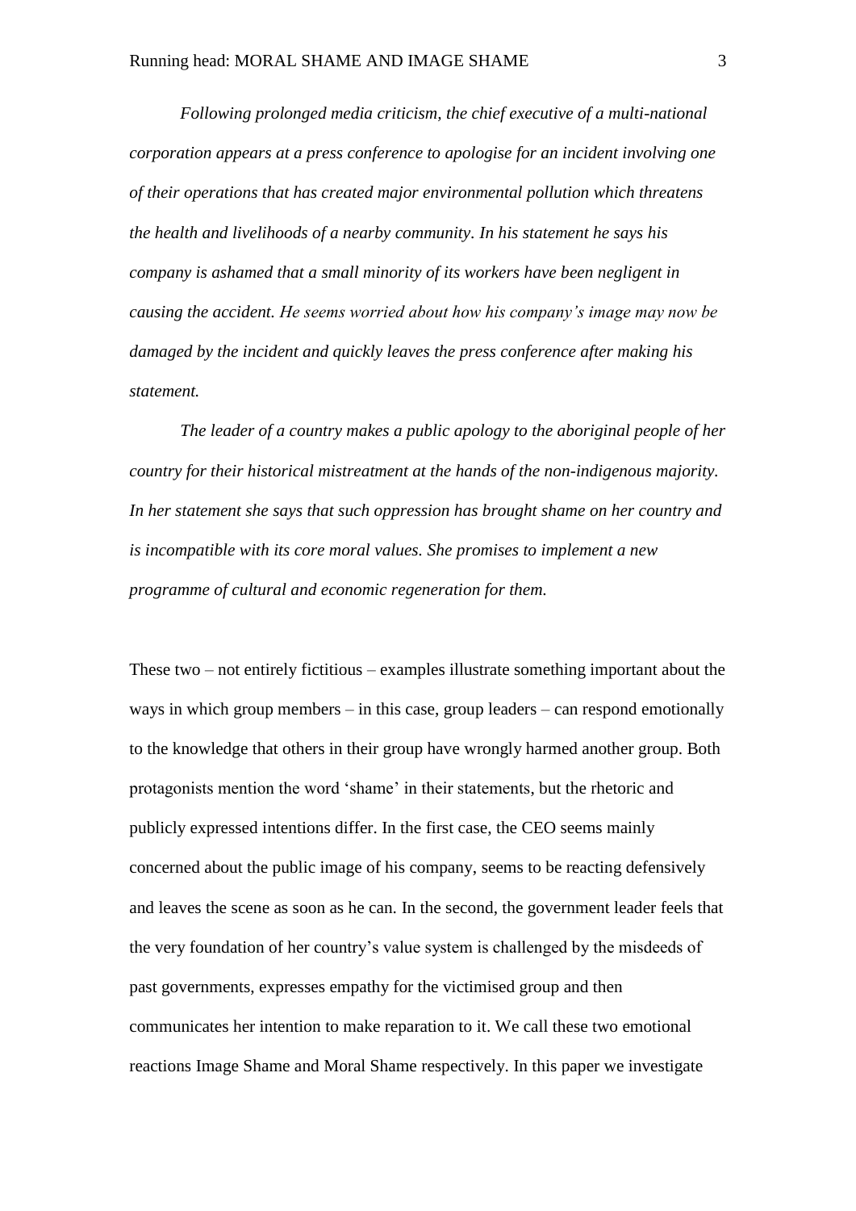*Following prolonged media criticism, the chief executive of a multi-national corporation appears at a press conference to apologise for an incident involving one of their operations that has created major environmental pollution which threatens the health and livelihoods of a nearby community. In his statement he says his company is ashamed that a small minority of its workers have been negligent in causing the accident. He seems worried about how his company's image may now be damaged by the incident and quickly leaves the press conference after making his statement.*

*The leader of a country makes a public apology to the aboriginal people of her country for their historical mistreatment at the hands of the non-indigenous majority. In her statement she says that such oppression has brought shame on her country and is incompatible with its core moral values. She promises to implement a new programme of cultural and economic regeneration for them.*

These two – not entirely fictitious – examples illustrate something important about the ways in which group members – in this case, group leaders – can respond emotionally to the knowledge that others in their group have wrongly harmed another group. Both protagonists mention the word 'shame' in their statements, but the rhetoric and publicly expressed intentions differ. In the first case, the CEO seems mainly concerned about the public image of his company, seems to be reacting defensively and leaves the scene as soon as he can. In the second, the government leader feels that the very foundation of her country's value system is challenged by the misdeeds of past governments, expresses empathy for the victimised group and then communicates her intention to make reparation to it. We call these two emotional reactions Image Shame and Moral Shame respectively. In this paper we investigate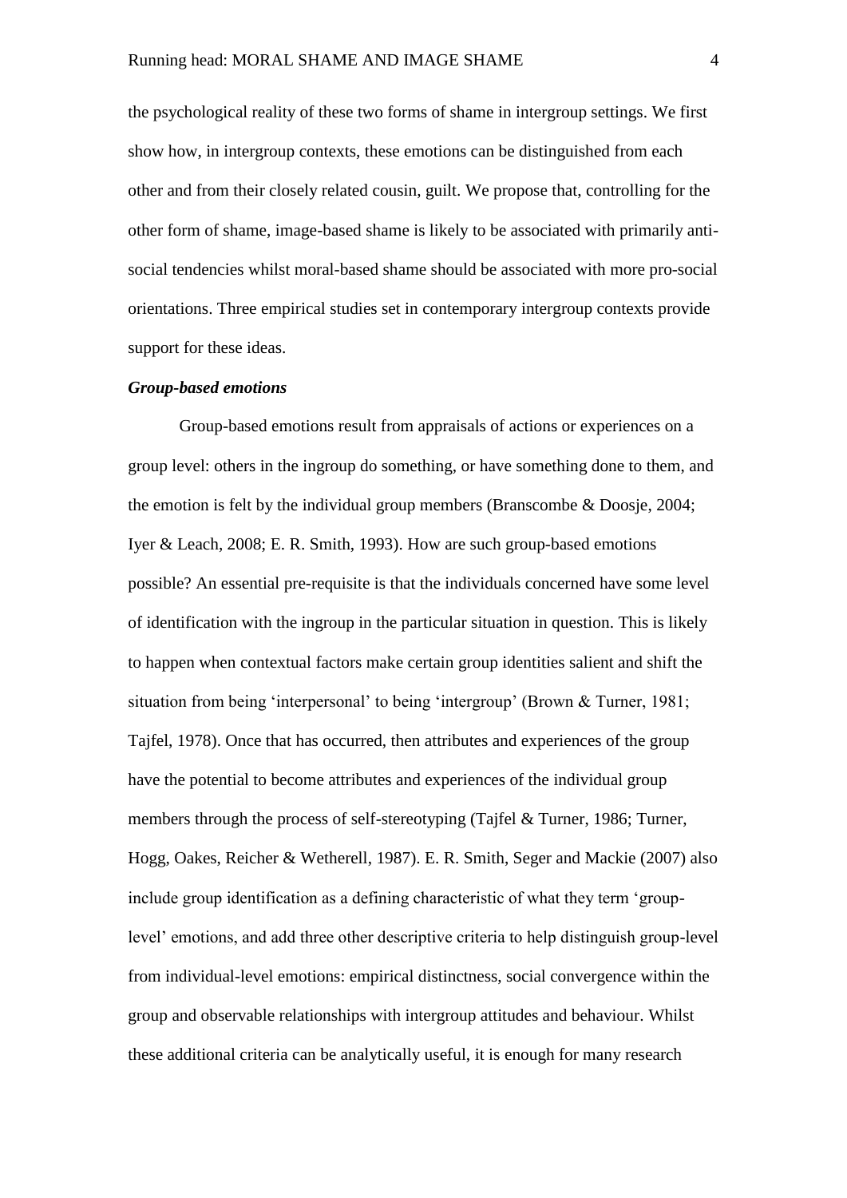the psychological reality of these two forms of shame in intergroup settings. We first show how, in intergroup contexts, these emotions can be distinguished from each other and from their closely related cousin, guilt. We propose that, controlling for the other form of shame, image-based shame is likely to be associated with primarily anti-social tendencies whilst moral-based shame should be associated with more pro-social orientations. Three empirical studies set in contemporary intergroup contexts provide support for these ideas.

***Group-based emotions***

Group-based emotions result from appraisals of actions or experiences on a group level: others in the ingroup do something, or have something done to them, and the emotion is felt by the individual group members (Branscombe & Doosje, 2004; Iyer & Leach, 2008; E. R. Smith, 1993). How are such group-based emotions possible? An essential pre-requisite is that the individuals concerned have some level of identification with the ingroup in the particular situation in question. This is likely to happen when contextual factors make certain group identities salient and shift the situation from being 'interpersonal' to being 'intergroup' (Brown & Turner, 1981; Tajfel, 1978). Once that has occurred, then attributes and experiences of the group have the potential to become attributes and experiences of the individual group members through the process of self-stereotyping (Tajfel & Turner, 1986; Turner, Hogg, Oakes, Reicher & Wetherell, 1987). E. R. Smith, Seger and Mackie (2007) also include group identification as a defining characteristic of what they term 'group-level' emotions, and add three other descriptive criteria to help distinguish group-level from individual-level emotions: empirical distinctness, social convergence within the group and observable relationships with intergroup attitudes and behaviour. Whilst these additional criteria can be analytically useful, it is enough for many research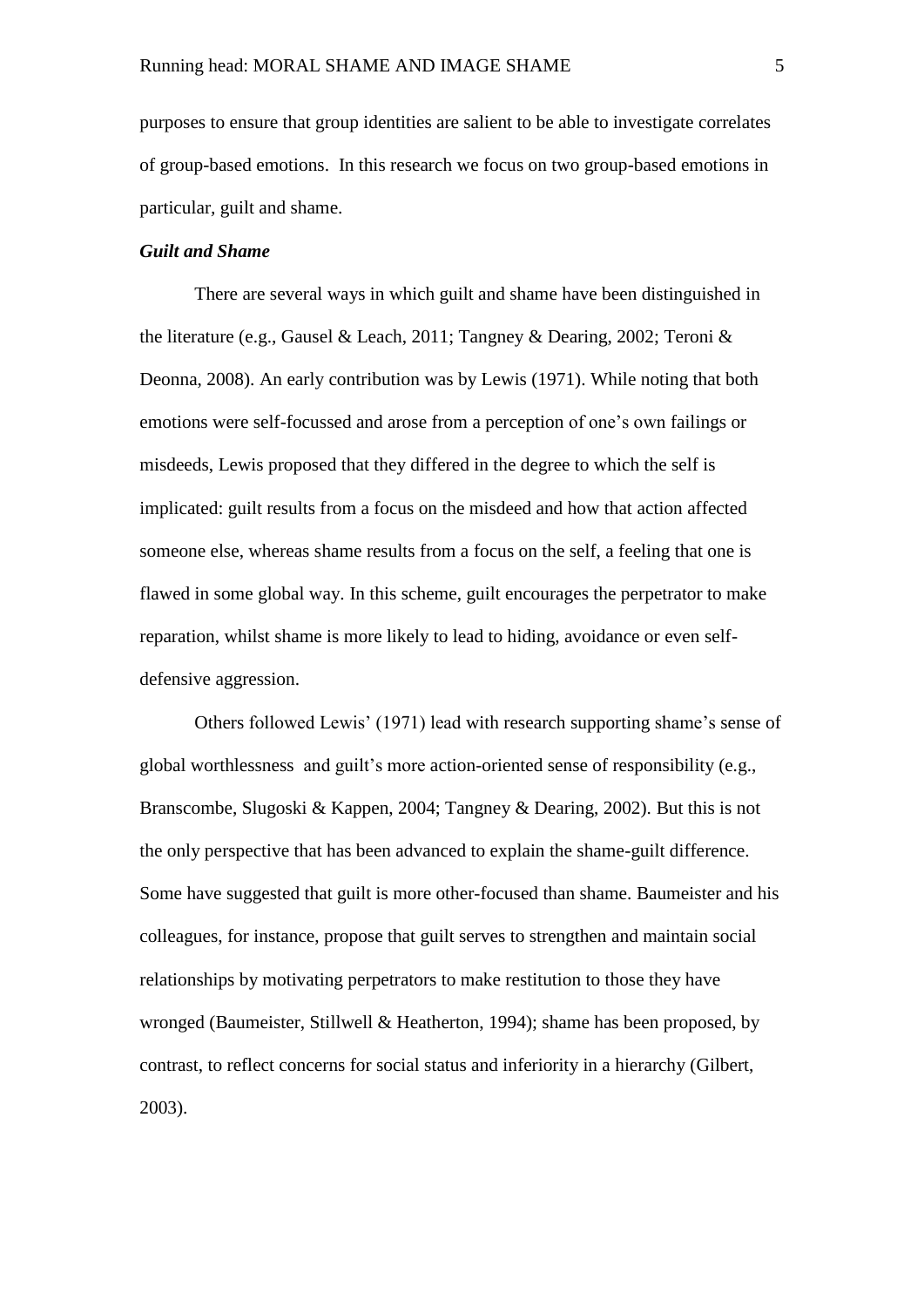purposes to ensure that group identities are salient to be able to investigate correlates of group-based emotions. In this research we focus on two group-based emotions in particular, guilt and shame.

### *Guilt and Shame*

There are several ways in which guilt and shame have been distinguished in the literature (e.g., Gausel & Leach, 2011; Tangney & Dearing, 2002; Teroni & Deonna, 2008). An early contribution was by Lewis (1971). While noting that both emotions were self-focussed and arose from a perception of one's own failings or misdeeds, Lewis proposed that they differed in the degree to which the self is implicated: guilt results from a focus on the misdeed and how that action affected someone else, whereas shame results from a focus on the self, a feeling that one is flawed in some global way. In this scheme, guilt encourages the perpetrator to make reparation, whilst shame is more likely to lead to hiding, avoidance or even self-defensive aggression.

Others followed Lewis' (1971) lead with research supporting shame's sense of global worthlessness and guilt's more action-oriented sense of responsibility (e.g., Branscombe, Slugoski & Kappen, 2004; Tangney & Dearing, 2002). But this is not the only perspective that has been advanced to explain the shame-guilt difference. Some have suggested that guilt is more other-focused than shame. Baumeister and his colleagues, for instance, propose that guilt serves to strengthen and maintain social relationships by motivating perpetrators to make restitution to those they have wronged (Baumeister, Stillwell & Heatherton, 1994); shame has been proposed, by contrast, to reflect concerns for social status and inferiority in a hierarchy (Gilbert, 2003).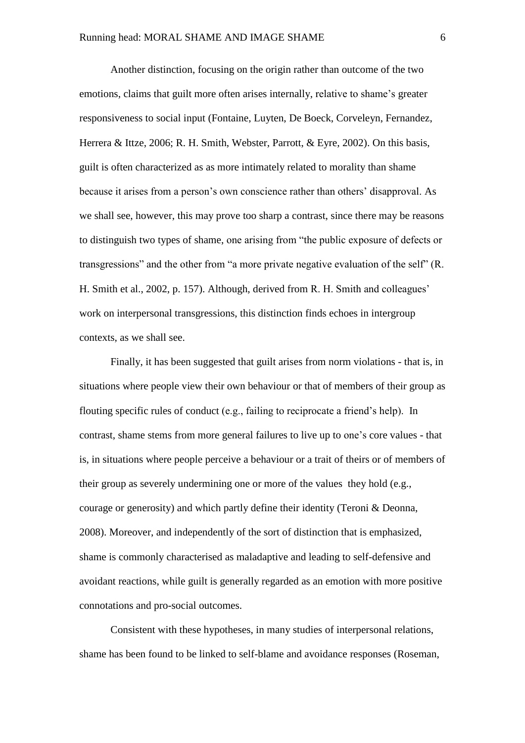Another distinction, focusing on the origin rather than outcome of the two emotions, claims that guilt more often arises internally, relative to shame's greater responsiveness to social input (Fontaine, Luyten, De Boeck, Corveleyn, Fernandez, Herrera & Ittze, 2006; R. H. Smith, Webster, Parrott, & Eyre, 2002). On this basis, guilt is often characterized as as more intimately related to morality than shame because it arises from a person's own conscience rather than others' disapproval. As we shall see, however, this may prove too sharp a contrast, since there may be reasons to distinguish two types of shame, one arising from "the public exposure of defects or transgressions" and the other from "a more private negative evaluation of the self" (R. H. Smith et al., 2002, p. 157). Although, derived from R. H. Smith and colleagues' work on interpersonal transgressions, this distinction finds echoes in intergroup contexts, as we shall see.

Finally, it has been suggested that guilt arises from norm violations - that is, in situations where people view their own behaviour or that of members of their group as flouting specific rules of conduct (e.g., failing to reciprocate a friend's help). In contrast, shame stems from more general failures to live up to one's core values - that is, in situations where people perceive a behaviour or a trait of theirs or of members of their group as severely undermining one or more of the values they hold (e.g., courage or generosity) and which partly define their identity (Teroni & Deonna, 2008). Moreover, and independently of the sort of distinction that is emphasized, shame is commonly characterised as maladaptive and leading to self-defensive and avoidant reactions, while guilt is generally regarded as an emotion with more positive connotations and pro-social outcomes.

Consistent with these hypotheses, in many studies of interpersonal relations, shame has been found to be linked to self-blame and avoidance responses (Roseman,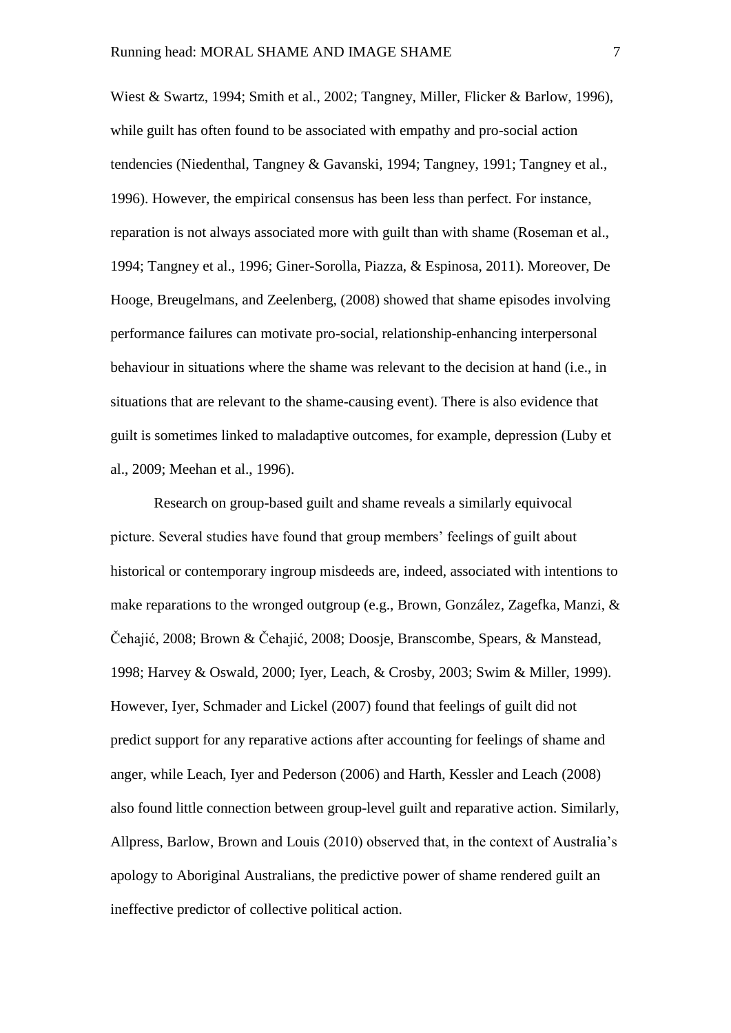Wiest & Swartz, 1994; Smith et al., 2002; Tangney, Miller, Flicker & Barlow, 1996), while guilt has often found to be associated with empathy and pro-social action tendencies (Niedenthal, Tangney & Gavanski, 1994; Tangney, 1991; Tangney et al., 1996). However, the empirical consensus has been less than perfect. For instance, reparation is not always associated more with guilt than with shame (Roseman et al., 1994; Tangney et al., 1996; Giner-Sorolla, Piazza, & Espinosa, 2011). Moreover, De Hooge, Breugelmans, and Zeelenberg, (2008) showed that shame episodes involving performance failures can motivate pro-social, relationship-enhancing interpersonal behaviour in situations where the shame was relevant to the decision at hand (i.e., in situations that are relevant to the shame-causing event). There is also evidence that guilt is sometimes linked to maladaptive outcomes, for example, depression (Luby et al., 2009; Meehan et al., 1996).

Research on group-based guilt and shame reveals a similarly equivocal picture. Several studies have found that group members' feelings of guilt about historical or contemporary ingroup misdeeds are, indeed, associated with intentions to make reparations to the wronged outgroup (e.g., Brown, González, Zagefka, Manzi, & Čehajić, 2008; Brown & Čehajić, 2008; Doosje, Branscombe, Spears, & Manstead, 1998; Harvey & Oswald, 2000; Iyer, Leach, & Crosby, 2003; Swim & Miller, 1999). However, Iyer, Schmader and Lickel (2007) found that feelings of guilt did not predict support for any reparative actions after accounting for feelings of shame and anger, while Leach, Iyer and Pederson (2006) and Harth, Kessler and Leach (2008) also found little connection between group-level guilt and reparative action. Similarly, Allpress, Barlow, Brown and Louis (2010) observed that, in the context of Australia's apology to Aboriginal Australians, the predictive power of shame rendered guilt an ineffective predictor of collective political action.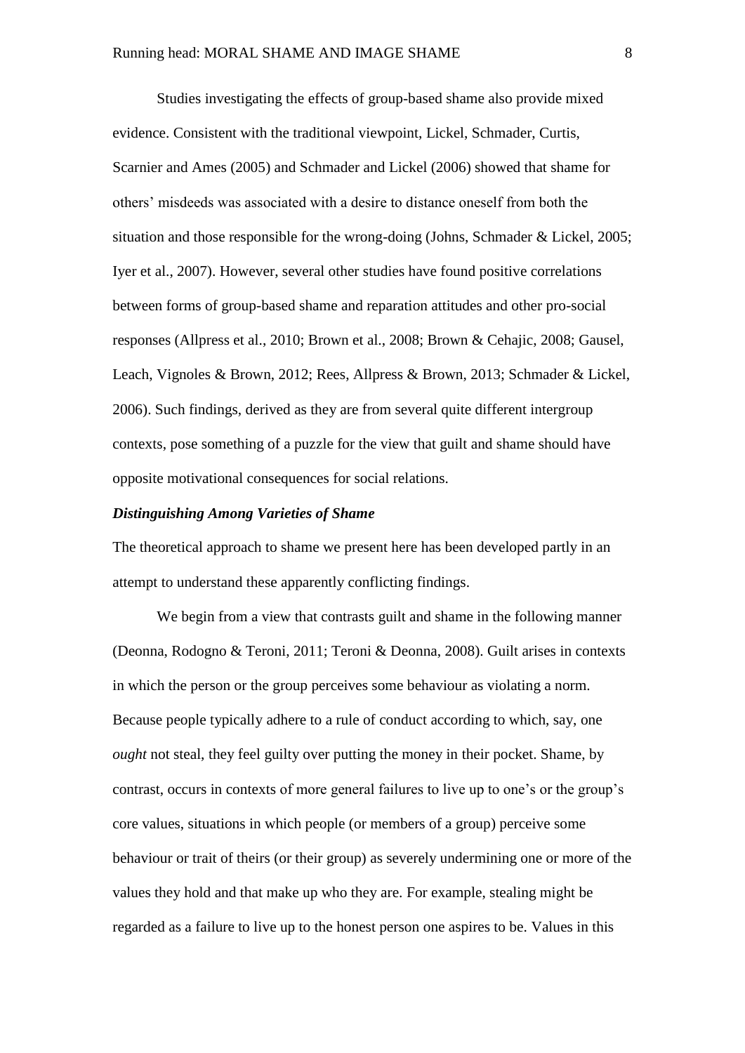Studies investigating the effects of group-based shame also provide mixed evidence. Consistent with the traditional viewpoint, Lickel, Schmader, Curtis, Scarnier and Ames (2005) and Schmader and Lickel (2006) showed that shame for others' misdeeds was associated with a desire to distance oneself from both the situation and those responsible for the wrong-doing (Johns, Schmader & Lickel, 2005; Iyer et al., 2007). However, several other studies have found positive correlations between forms of group-based shame and reparation attitudes and other pro-social responses (Allpress et al., 2010; Brown et al., 2008; Brown & Cehajic, 2008; Gausel, Leach, Vignoles & Brown, 2012; Rees, Allpress & Brown, 2013; Schmader & Lickel, 2006). Such findings, derived as they are from several quite different intergroup contexts, pose something of a puzzle for the view that guilt and shame should have opposite motivational consequences for social relations.

### ***Distinguishing Among Varieties of Shame***

The theoretical approach to shame we present here has been developed partly in an attempt to understand these apparently conflicting findings.

We begin from a view that contrasts guilt and shame in the following manner (Deonna, Rodogno & Teroni, 2011; Teroni & Deonna, 2008). Guilt arises in contexts in which the person or the group perceives some behaviour as violating a norm. Because people typically adhere to a rule of conduct according to which, say, one *ought* not steal, they feel guilty over putting the money in their pocket. Shame, by contrast, occurs in contexts of more general failures to live up to one's or the group's core values, situations in which people (or members of a group) perceive some behaviour or trait of theirs (or their group) as severely undermining one or more of the values they hold and that make up who they are. For example, stealing might be regarded as a failure to live up to the honest person one aspires to be. Values in this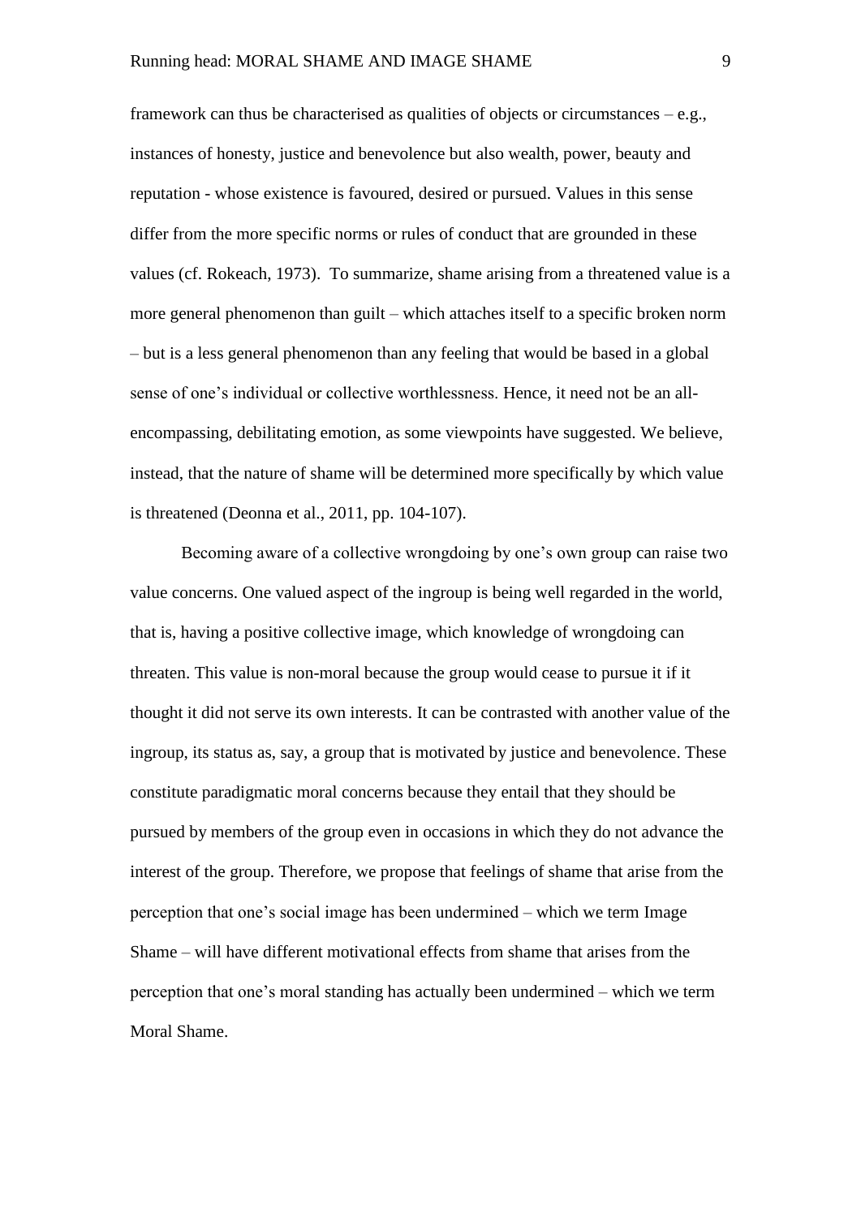framework can thus be characterised as qualities of objects or circumstances – e.g., instances of honesty, justice and benevolence but also wealth, power, beauty and reputation - whose existence is favoured, desired or pursued. Values in this sense differ from the more specific norms or rules of conduct that are grounded in these values (cf. Rokeach, 1973). To summarize, shame arising from a threatened value is a more general phenomenon than guilt – which attaches itself to a specific broken norm – but is a less general phenomenon than any feeling that would be based in a global sense of one's individual or collective worthlessness. Hence, it need not be an all-encompassing, debilitating emotion, as some viewpoints have suggested. We believe, instead, that the nature of shame will be determined more specifically by which value is threatened (Deonna et al., 2011, pp. 104-107).

Becoming aware of a collective wrongdoing by one's own group can raise two value concerns. One valued aspect of the ingroup is being well regarded in the world, that is, having a positive collective image, which knowledge of wrongdoing can threaten. This value is non-moral because the group would cease to pursue it if it thought it did not serve its own interests. It can be contrasted with another value of the ingroup, its status as, say, a group that is motivated by justice and benevolence. These constitute paradigmatic moral concerns because they entail that they should be pursued by members of the group even in occasions in which they do not advance the interest of the group. Therefore, we propose that feelings of shame that arise from the perception that one's social image has been undermined – which we term Image Shame – will have different motivational effects from shame that arises from the perception that one's moral standing has actually been undermined – which we term Moral Shame.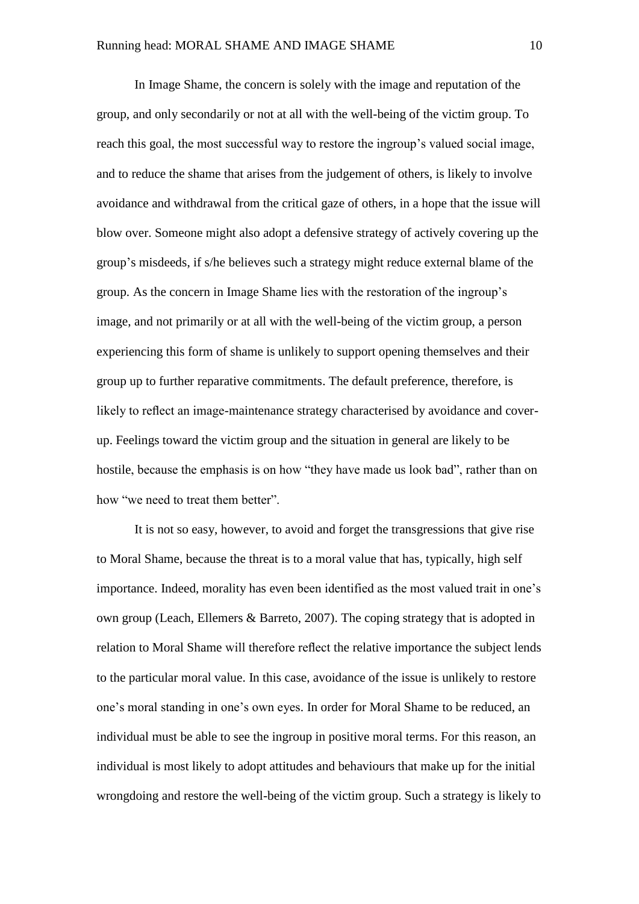In Image Shame, the concern is solely with the image and reputation of the group, and only secondarily or not at all with the well-being of the victim group. To reach this goal, the most successful way to restore the ingroup's valued social image, and to reduce the shame that arises from the judgement of others, is likely to involve avoidance and withdrawal from the critical gaze of others, in a hope that the issue will blow over. Someone might also adopt a defensive strategy of actively covering up the group's misdeeds, if s/he believes such a strategy might reduce external blame of the group. As the concern in Image Shame lies with the restoration of the ingroup's image, and not primarily or at all with the well-being of the victim group, a person experiencing this form of shame is unlikely to support opening themselves and their group up to further reparative commitments. The default preference, therefore, is likely to reflect an image-maintenance strategy characterised by avoidance and cover-up. Feelings toward the victim group and the situation in general are likely to be hostile, because the emphasis is on how "they have made us look bad", rather than on how "we need to treat them better".

It is not so easy, however, to avoid and forget the transgressions that give rise to Moral Shame, because the threat is to a moral value that has, typically, high self importance. Indeed, morality has even been identified as the most valued trait in one's own group (Leach, Ellemers & Barreto, 2007). The coping strategy that is adopted in relation to Moral Shame will therefore reflect the relative importance the subject lends to the particular moral value. In this case, avoidance of the issue is unlikely to restore one's moral standing in one's own eyes. In order for Moral Shame to be reduced, an individual must be able to see the ingroup in positive moral terms. For this reason, an individual is most likely to adopt attitudes and behaviours that make up for the initial wrongdoing and restore the well-being of the victim group. Such a strategy is likely to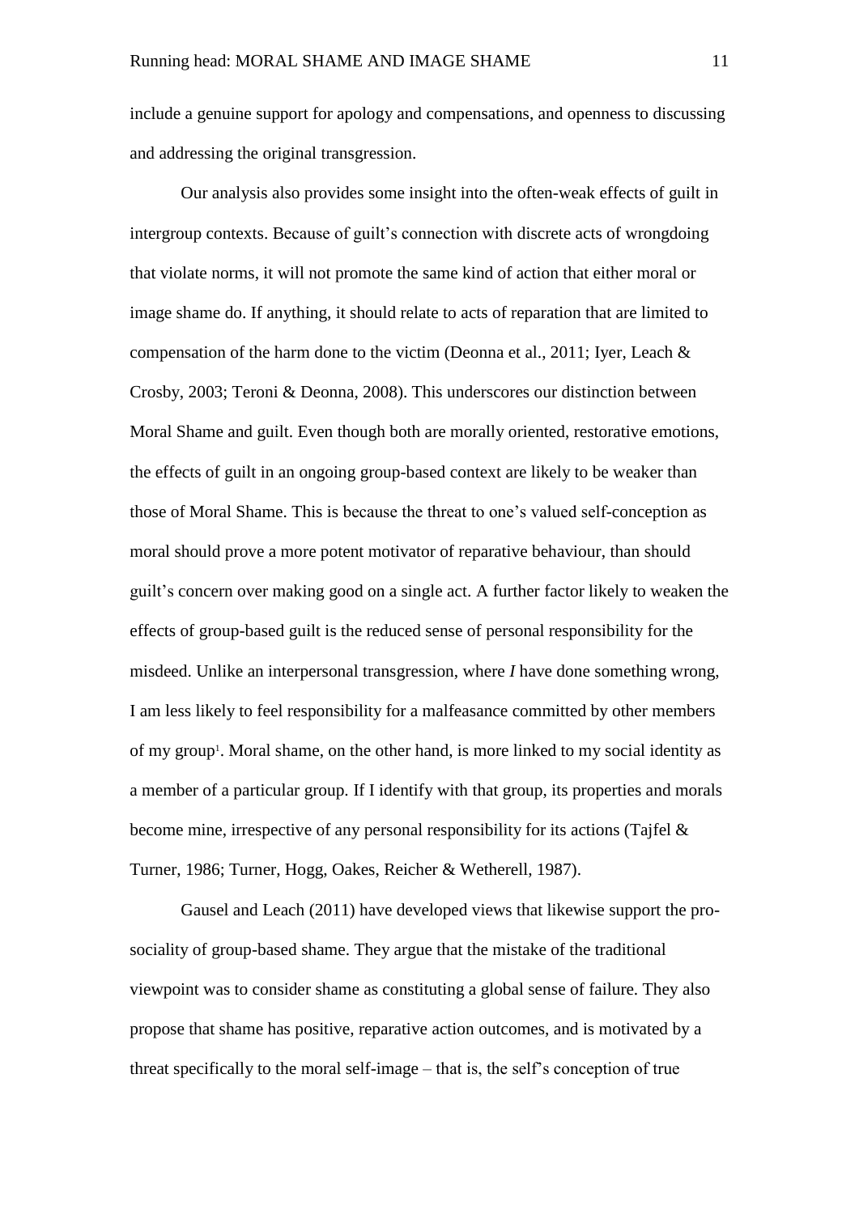include a genuine support for apology and compensations, and openness to discussing and addressing the original transgression.

Our analysis also provides some insight into the often-weak effects of guilt in intergroup contexts. Because of guilt's connection with discrete acts of wrongdoing that violate norms, it will not promote the same kind of action that either moral or image shame do. If anything, it should relate to acts of reparation that are limited to compensation of the harm done to the victim (Deonna et al., 2011; Iyer, Leach & Crosby, 2003; Teroni & Deonna, 2008). This underscores our distinction between Moral Shame and guilt. Even though both are morally oriented, restorative emotions, the effects of guilt in an ongoing group-based context are likely to be weaker than those of Moral Shame. This is because the threat to one's valued self-conception as moral should prove a more potent motivator of reparative behaviour, than should guilt's concern over making good on a single act. A further factor likely to weaken the effects of group-based guilt is the reduced sense of personal responsibility for the misdeed. Unlike an interpersonal transgression, where *I* have done something wrong, I am less likely to feel responsibility for a malfeasance committed by other members of my group[1]. Moral shame, on the other hand, is more linked to my social identity as a member of a particular group. If I identify with that group, its properties and morals become mine, irrespective of any personal responsibility for its actions (Tajfel & Turner, 1986; Turner, Hogg, Oakes, Reicher & Wetherell, 1987).

Gausel and Leach (2011) have developed views that likewise support the pro-sociality of group-based shame. They argue that the mistake of the traditional viewpoint was to consider shame as constituting a global sense of failure. They also propose that shame has positive, reparative action outcomes, and is motivated by a threat specifically to the moral self-image – that is, the self's conception of true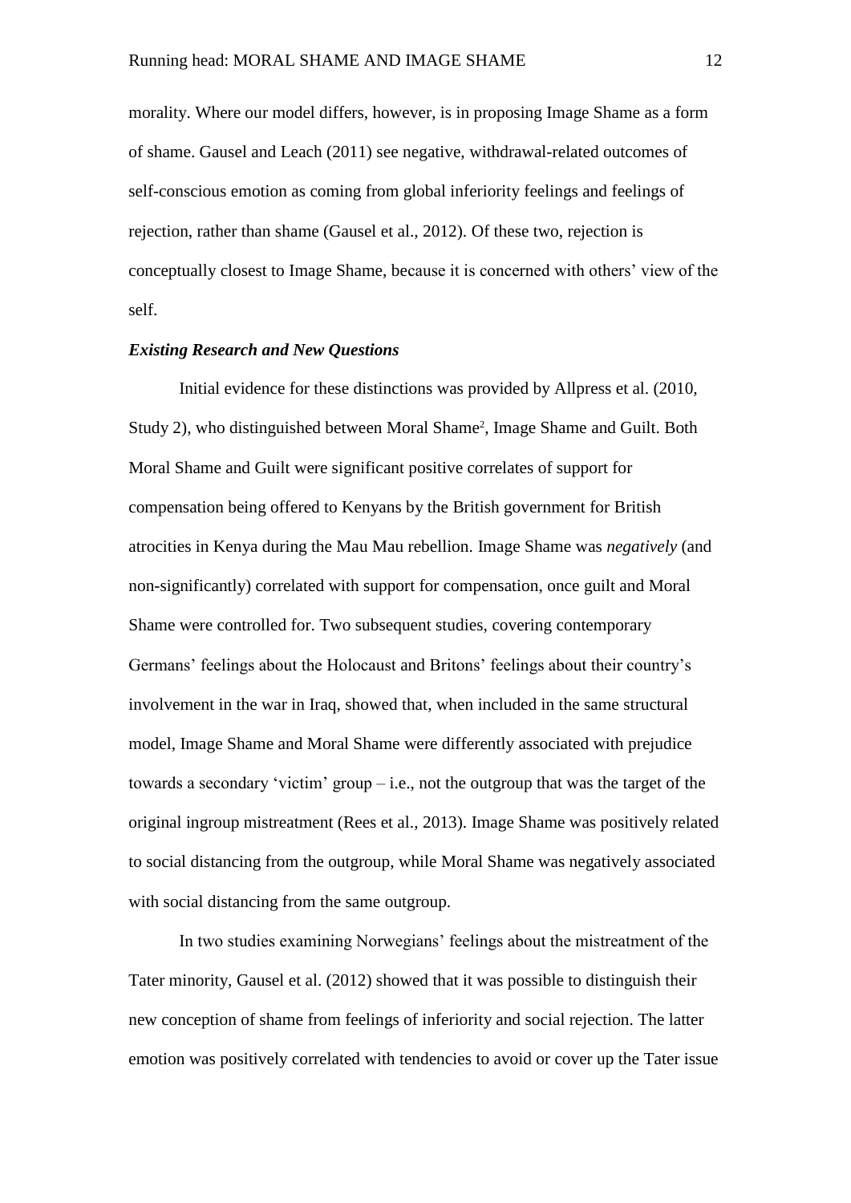morality. Where our model differs, however, is in proposing Image Shame as a form of shame. Gausel and Leach (2011) see negative, withdrawal-related outcomes of self-conscious emotion as coming from global inferiority feelings and feelings of rejection, rather than shame (Gausel et al., 2012). Of these two, rejection is conceptually closest to Image Shame, because it is concerned with others' view of the self.

### *Existing Research and New Questions*

Initial evidence for these distinctions was provided by Allpress et al. (2010, Study 2), who distinguished between Moral Shame[2], Image Shame and Guilt. Both Moral Shame and Guilt were significant positive correlates of support for compensation being offered to Kenyans by the British government for British atrocities in Kenya during the Mau Mau rebellion. Image Shame was *negatively* (and non-significantly) correlated with support for compensation, once guilt and Moral Shame were controlled for. Two subsequent studies, covering contemporary Germans' feelings about the Holocaust and Britons' feelings about their country's involvement in the war in Iraq, showed that, when included in the same structural model, Image Shame and Moral Shame were differently associated with prejudice towards a secondary 'victim' group – i.e., not the outgroup that was the target of the original ingroup mistreatment (Rees et al., 2013). Image Shame was positively related to social distancing from the outgroup, while Moral Shame was negatively associated with social distancing from the same outgroup.

In two studies examining Norwegians' feelings about the mistreatment of the Tater minority, Gausel et al. (2012) showed that it was possible to distinguish their new conception of shame from feelings of inferiority and social rejection. The latter emotion was positively correlated with tendencies to avoid or cover up the Tater issue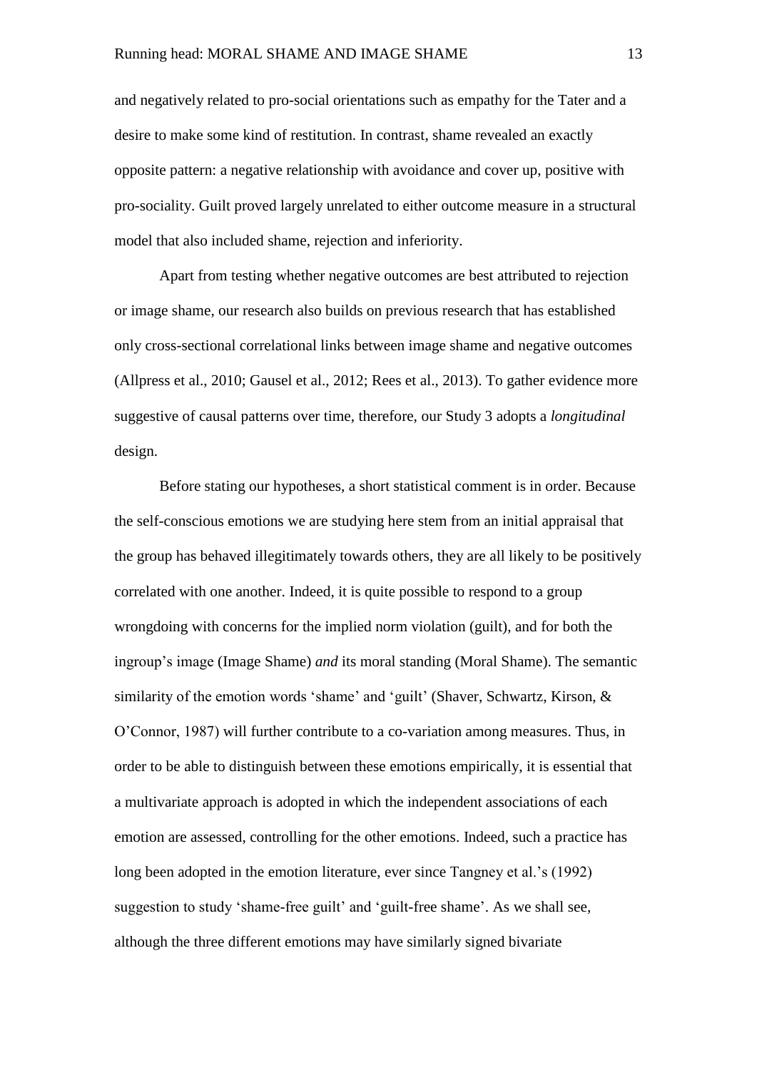and negatively related to pro-social orientations such as empathy for the Tater and a desire to make some kind of restitution. In contrast, shame revealed an exactly opposite pattern: a negative relationship with avoidance and cover up, positive with pro-sociality. Guilt proved largely unrelated to either outcome measure in a structural model that also included shame, rejection and inferiority.

Apart from testing whether negative outcomes are best attributed to rejection or image shame, our research also builds on previous research that has established only cross-sectional correlational links between image shame and negative outcomes (Allpress et al., 2010; Gausel et al., 2012; Rees et al., 2013). To gather evidence more suggestive of causal patterns over time, therefore, our Study 3 adopts a *longitudinal* design.

Before stating our hypotheses, a short statistical comment is in order. Because the self-conscious emotions we are studying here stem from an initial appraisal that the group has behaved illegitimately towards others, they are all likely to be positively correlated with one another. Indeed, it is quite possible to respond to a group wrongdoing with concerns for the implied norm violation (guilt), and for both the ingroup's image (Image Shame) *and* its moral standing (Moral Shame). The semantic similarity of the emotion words 'shame' and 'guilt' (Shaver, Schwartz, Kirson, & O'Connor, 1987) will further contribute to a co-variation among measures. Thus, in order to be able to distinguish between these emotions empirically, it is essential that a multivariate approach is adopted in which the independent associations of each emotion are assessed, controlling for the other emotions. Indeed, such a practice has long been adopted in the emotion literature, ever since Tangney et al.'s (1992) suggestion to study 'shame-free guilt' and 'guilt-free shame'. As we shall see, although the three different emotions may have similarly signed bivariate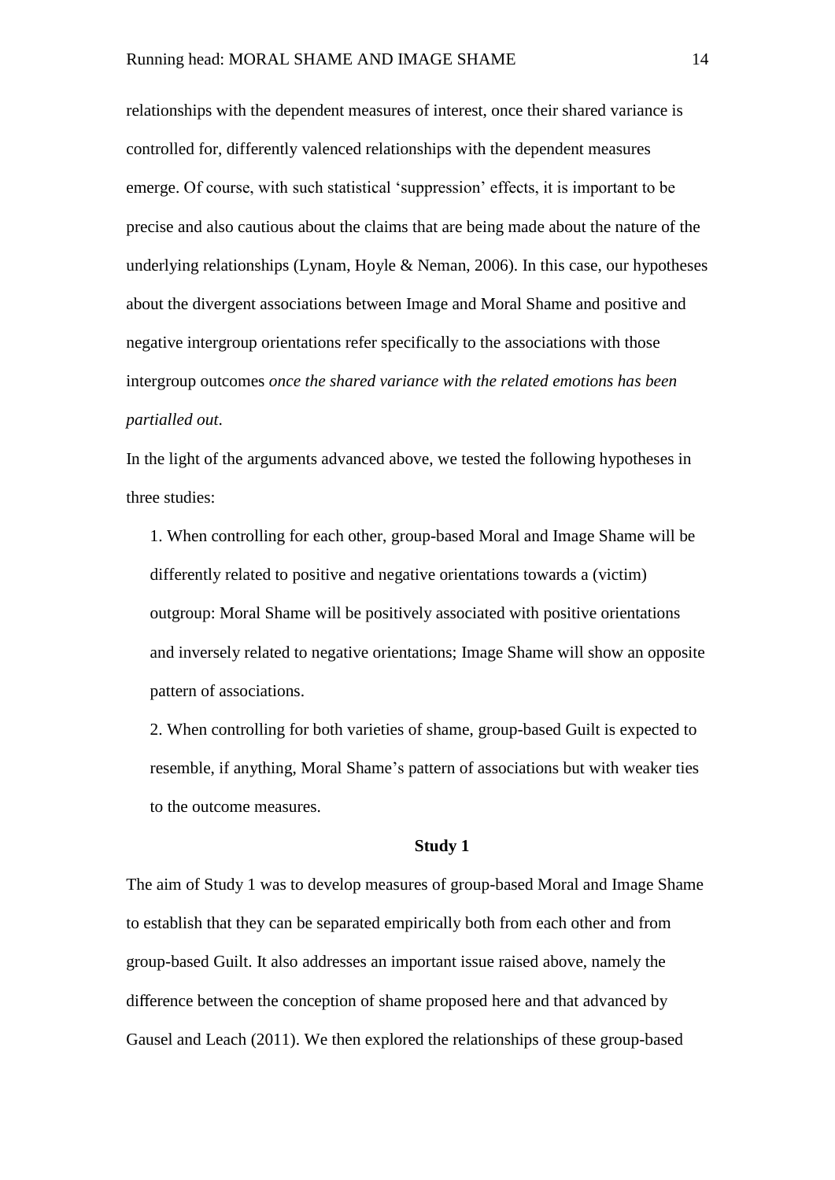relationships with the dependent measures of interest, once their shared variance is controlled for, differently valenced relationships with the dependent measures emerge. Of course, with such statistical 'suppression' effects, it is important to be precise and also cautious about the claims that are being made about the nature of the underlying relationships (Lynam, Hoyle & Neman, 2006). In this case, our hypotheses about the divergent associations between Image and Moral Shame and positive and negative intergroup orientations refer specifically to the associations with those intergroup outcomes *once the shared variance with the related emotions has been partialled out*.

In the light of the arguments advanced above, we tested the following hypotheses in three studies:

1. When controlling for each other, group-based Moral and Image Shame will be differently related to positive and negative orientations towards a (victim) outgroup: Moral Shame will be positively associated with positive orientations and inversely related to negative orientations; Image Shame will show an opposite pattern of associations.
2. When controlling for both varieties of shame, group-based Guilt is expected to resemble, if anything, Moral Shame's pattern of associations but with weaker ties to the outcome measures.

## Study 1

The aim of Study 1 was to develop measures of group-based Moral and Image Shame to establish that they can be separated empirically both from each other and from group-based Guilt. It also addresses an important issue raised above, namely the difference between the conception of shame proposed here and that advanced by Gausel and Leach (2011). We then explored the relationships of these group-based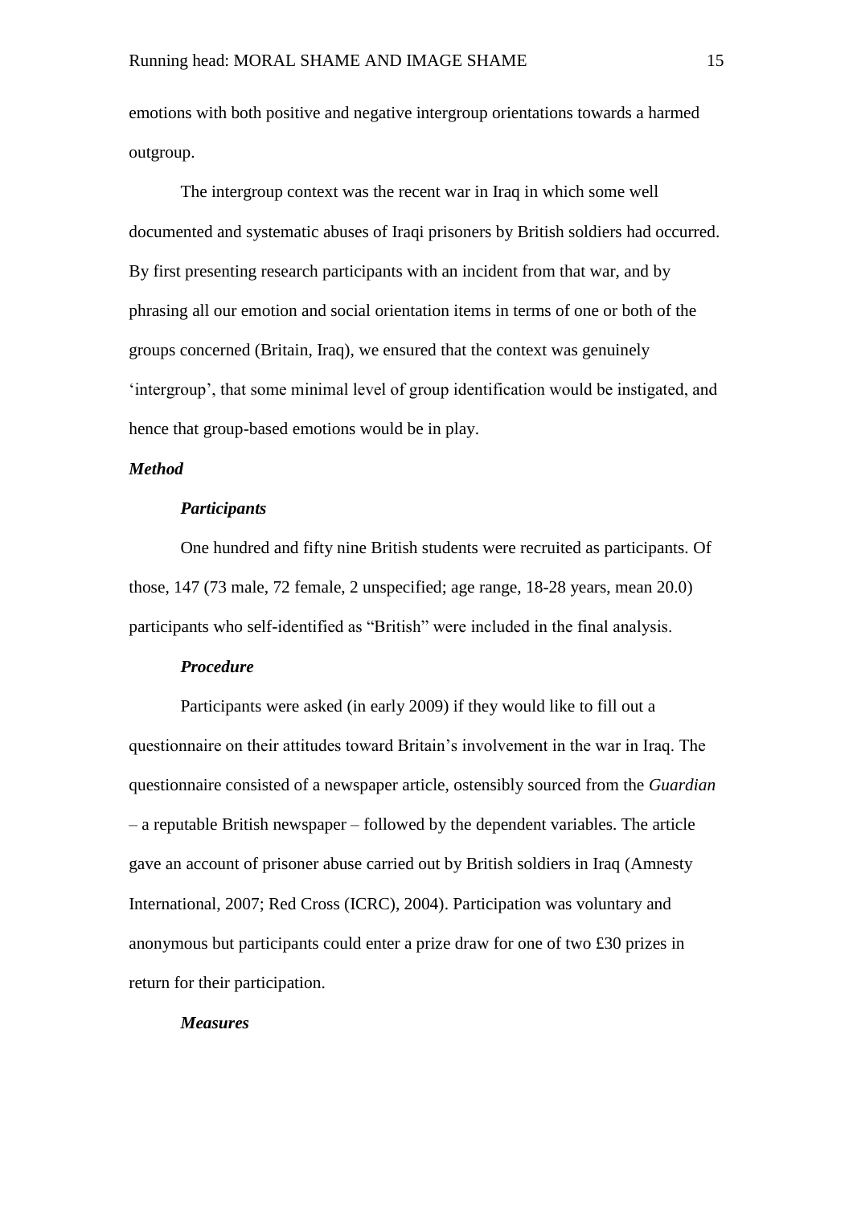emotions with both positive and negative intergroup orientations towards a harmed outgroup.

The intergroup context was the recent war in Iraq in which some well documented and systematic abuses of Iraqi prisoners by British soldiers had occurred. By first presenting research participants with an incident from that war, and by phrasing all our emotion and social orientation items in terms of one or both of the groups concerned (Britain, Iraq), we ensured that the context was genuinely 'intergroup', that some minimal level of group identification would be instigated, and hence that group-based emotions would be in play.

***Method***

***Participants***

One hundred and fifty nine British students were recruited as participants. Of those, 147 (73 male, 72 female, 2 unspecified; age range, 18-28 years, mean 20.0) participants who self-identified as "British" were included in the final analysis.

***Procedure***

Participants were asked (in early 2009) if they would like to fill out a questionnaire on their attitudes toward Britain's involvement in the war in Iraq. The questionnaire consisted of a newspaper article, ostensibly sourced from the *Guardian* – a reputable British newspaper – followed by the dependent variables. The article gave an account of prisoner abuse carried out by British soldiers in Iraq (Amnesty International, 2007; Red Cross (ICRC), 2004). Participation was voluntary and anonymous but participants could enter a prize draw for one of two £30 prizes in return for their participation.

***Measures***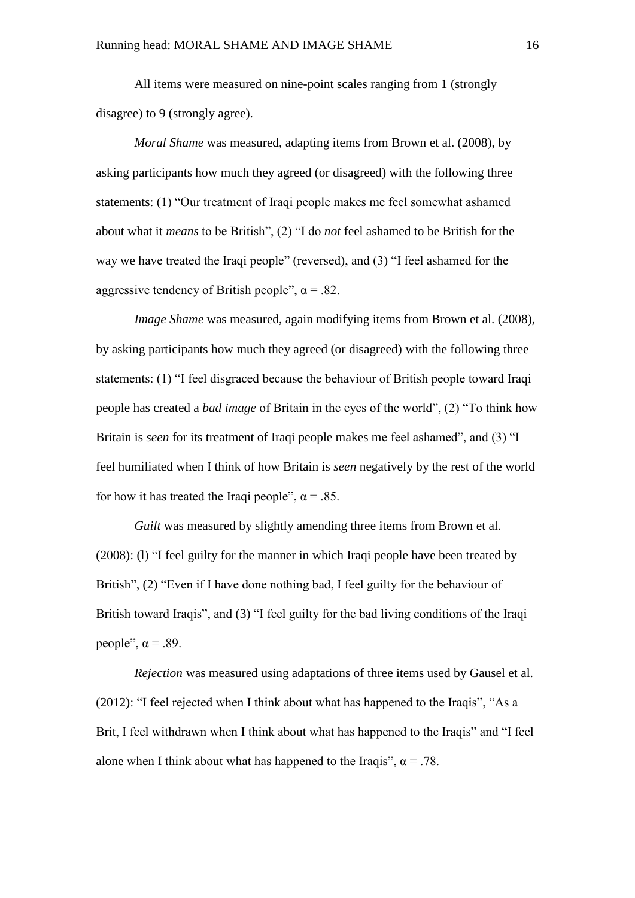All items were measured on nine-point scales ranging from 1 (strongly disagree) to 9 (strongly agree).

*Moral Shame* was measured, adapting items from Brown et al. (2008), by asking participants how much they agreed (or disagreed) with the following three statements: (1) "Our treatment of Iraqi people makes me feel somewhat ashamed about what it *means* to be British", (2) "I do *not* feel ashamed to be British for the way we have treated the Iraqi people" (reversed), and (3) "I feel ashamed for the aggressive tendency of British people", $\alpha = .82$.

*Image Shame* was measured, again modifying items from Brown et al. (2008), by asking participants how much they agreed (or disagreed) with the following three statements: (1) "I feel disgraced because the behaviour of British people toward Iraqi people has created a *bad image* of Britain in the eyes of the world", (2) "To think how Britain is *seen* for its treatment of Iraqi people makes me feel ashamed", and (3) "I feel humiliated when I think of how Britain is *seen* negatively by the rest of the world for how it has treated the Iraqi people", $\alpha = .85$.

*Guilt* was measured by slightly amending three items from Brown et al. (2008): (l) "I feel guilty for the manner in which Iraqi people have been treated by British", (2) "Even if I have done nothing bad, I feel guilty for the behaviour of British toward Iraqis", and (3) "I feel guilty for the bad living conditions of the Iraqi people", $\alpha = .89$.

*Rejection* was measured using adaptations of three items used by Gausel et al. (2012): "I feel rejected when I think about what has happened to the Iraqis", "As a Brit, I feel withdrawn when I think about what has happened to the Iraqis" and "I feel alone when I think about what has happened to the Iraqis", $\alpha = .78$.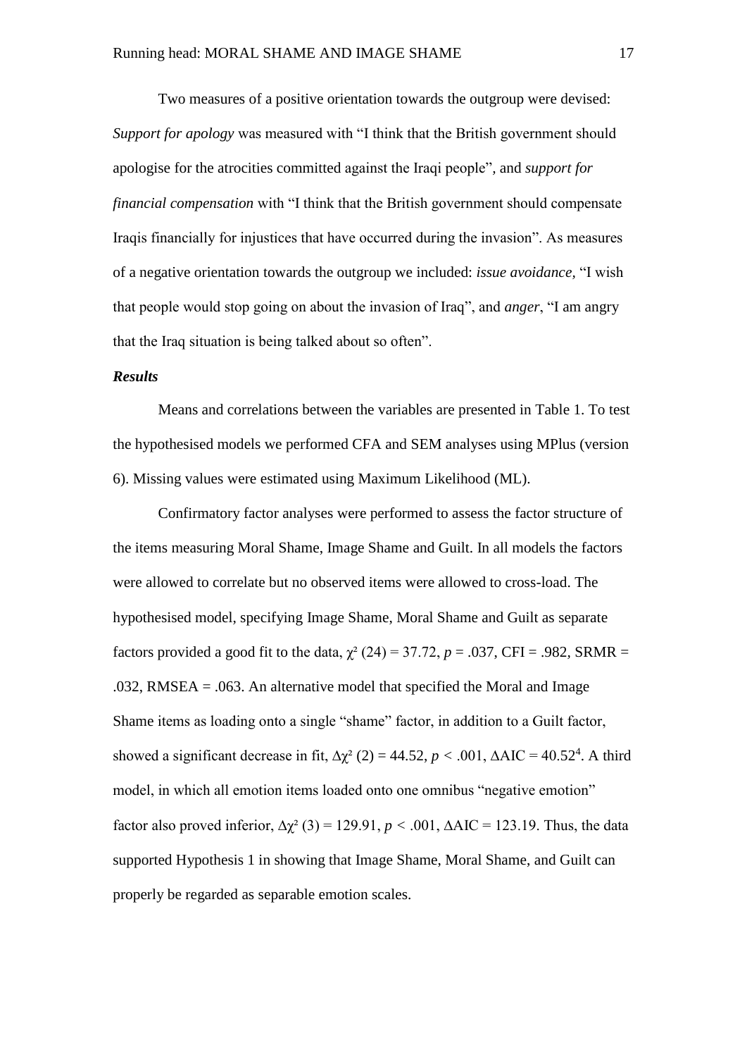Two measures of a positive orientation towards the outgroup were devised: *Support for apology* was measured with “I think that the British government should apologise for the atrocities committed against the Iraqi people”, and *support for financial compensation* with “I think that the British government should compensate Iraqis financially for injustices that have occurred during the invasion”. As measures of a negative orientation towards the outgroup we included: *issue avoidance*, “I wish that people would stop going on about the invasion of Iraq”, and *anger*, “I am angry that the Iraq situation is being talked about so often”.

***Results***

Means and correlations between the variables are presented in Table 1. To test the hypothesised models we performed CFA and SEM analyses using MPlus (version 6). Missing values were estimated using Maximum Likelihood (ML).

Confirmatory factor analyses were performed to assess the factor structure of the items measuring Moral Shame, Image Shame and Guilt. In all models the factors were allowed to correlate but no observed items were allowed to cross-load. The hypothesised model, specifying Image Shame, Moral Shame and Guilt as separate factors provided a good fit to the data, $\chi^2$ (24) = 37.72, $p$ = .037, CFI = .982, SRMR = .032, RMSEA = .063. An alternative model that specified the Moral and Image Shame items as loading onto a single “shame” factor, in addition to a Guilt factor, showed a significant decrease in fit, $\Delta\chi^2$ (2) = 44.52, $p$ < .001, $\Delta$AIC = 40.52[4]. A third model, in which all emotion items loaded onto one omnibus “negative emotion” factor also proved inferior, $\Delta\chi^2$ (3) = 129.91, $p$ < .001, $\Delta$AIC = 123.19. Thus, the data supported Hypothesis 1 in showing that Image Shame, Moral Shame, and Guilt can properly be regarded as separable emotion scales.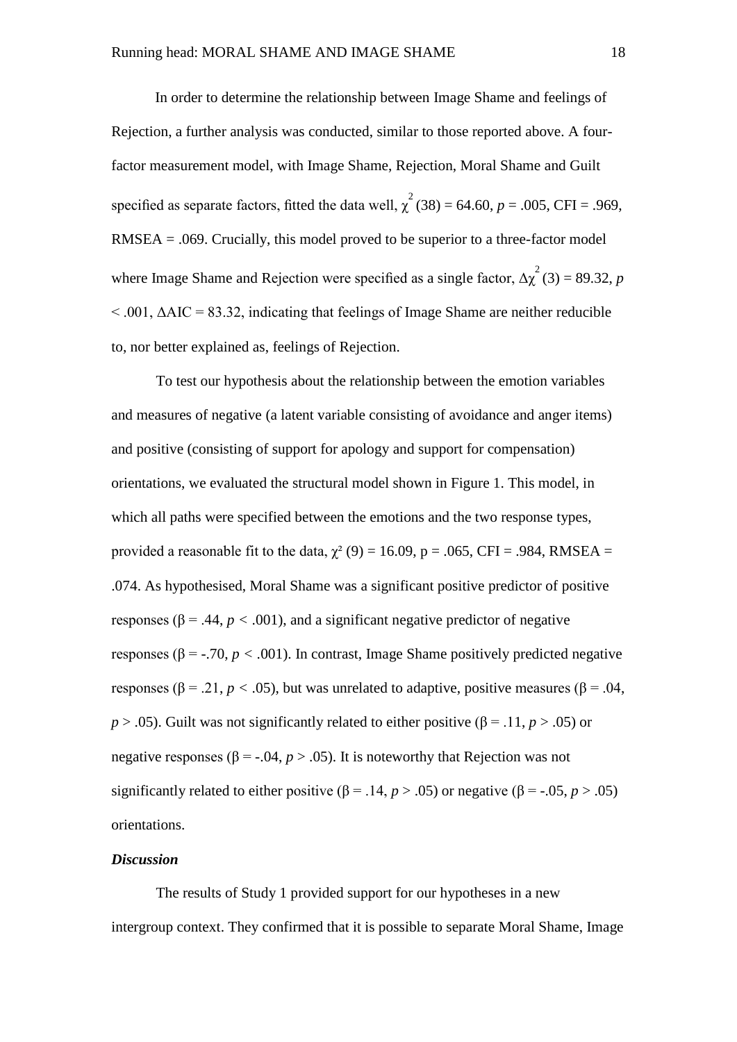In order to determine the relationship between Image Shame and feelings of Rejection, a further analysis was conducted, similar to those reported above. A four-factor measurement model, with Image Shame, Rejection, Moral Shame and Guilt specified as separate factors, fitted the data well, $\chi^2(38) = 64.60$, $p = .005$, CFI = .969, RMSEA = .069. Crucially, this model proved to be superior to a three-factor model where Image Shame and Rejection were specified as a single factor, $\Delta\chi^2(3) = 89.32$, $p < .001$, $\Delta$AIC = 83.32, indicating that feelings of Image Shame are neither reducible to, nor better explained as, feelings of Rejection.

To test our hypothesis about the relationship between the emotion variables and measures of negative (a latent variable consisting of avoidance and anger items) and positive (consisting of support for apology and support for compensation) orientations, we evaluated the structural model shown in Figure 1. This model, in which all paths were specified between the emotions and the two response types, provided a reasonable fit to the data, $\chi^2(9) = 16.09$, p = .065, CFI = .984, RMSEA = .074. As hypothesised, Moral Shame was a significant positive predictor of positive responses ($\beta = .44$, $p < .001$), and a significant negative predictor of negative responses ($\beta = -.70$, $p < .001$). In contrast, Image Shame positively predicted negative responses ($\beta = .21$, $p < .05$), but was unrelated to adaptive, positive measures ($\beta = .04$, $p > .05$). Guilt was not significantly related to either positive ($\beta = .11$, $p > .05$) or negative responses ($\beta = -.04$, $p > .05$). It is noteworthy that Rejection was not significantly related to either positive ($\beta = .14$, $p > .05$) or negative ($\beta = -.05$, $p > .05$) orientations.

***Discussion***

The results of Study 1 provided support for our hypotheses in a new intergroup context. They confirmed that it is possible to separate Moral Shame, Image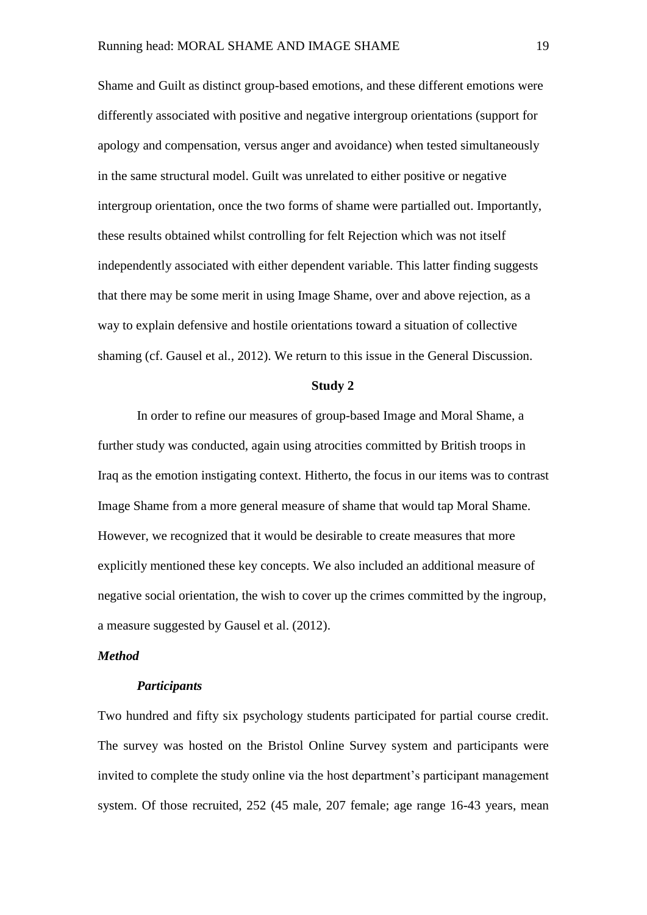Shame and Guilt as distinct group-based emotions, and these different emotions were differently associated with positive and negative intergroup orientations (support for apology and compensation, versus anger and avoidance) when tested simultaneously in the same structural model. Guilt was unrelated to either positive or negative intergroup orientation, once the two forms of shame were partialled out. Importantly, these results obtained whilst controlling for felt Rejection which was not itself independently associated with either dependent variable. This latter finding suggests that there may be some merit in using Image Shame, over and above rejection, as a way to explain defensive and hostile orientations toward a situation of collective shaming (cf. Gausel et al., 2012). We return to this issue in the General Discussion.

## Study 2

In order to refine our measures of group-based Image and Moral Shame, a further study was conducted, again using atrocities committed by British troops in Iraq as the emotion instigating context. Hitherto, the focus in our items was to contrast Image Shame from a more general measure of shame that would tap Moral Shame. However, we recognized that it would be desirable to create measures that more explicitly mentioned these key concepts. We also included an additional measure of negative social orientation, the wish to cover up the crimes committed by the ingroup, a measure suggested by Gausel et al. (2012).

### *Method*

#### *Participants*

Two hundred and fifty six psychology students participated for partial course credit. The survey was hosted on the Bristol Online Survey system and participants were invited to complete the study online via the host department's participant management system. Of those recruited, 252 (45 male, 207 female; age range 16-43 years, mean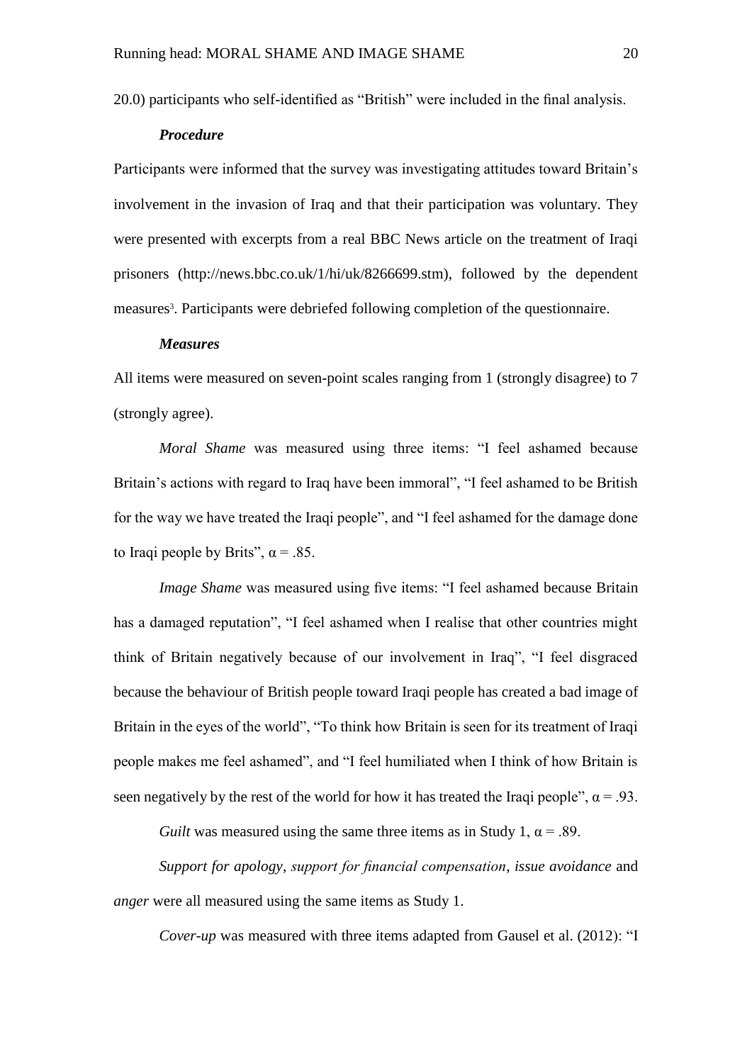20.0) participants who self-identified as "British" were included in the final analysis.

### *Procedure*

Participants were informed that the survey was investigating attitudes toward Britain's involvement in the invasion of Iraq and that their participation was voluntary. They were presented with excerpts from a real BBC News article on the treatment of Iraqi prisoners (http://news.bbc.co.uk/1/hi/uk/8266699.stm), followed by the dependent measures[3]. Participants were debriefed following completion of the questionnaire.

### *Measures*

All items were measured on seven-point scales ranging from 1 (strongly disagree) to 7 (strongly agree).

*Moral Shame* was measured using three items: "I feel ashamed because Britain's actions with regard to Iraq have been immoral", "I feel ashamed to be British for the way we have treated the Iraqi people", and "I feel ashamed for the damage done to Iraqi people by Brits", $\alpha = .85$.

*Image Shame* was measured using five items: "I feel ashamed because Britain has a damaged reputation", "I feel ashamed when I realise that other countries might think of Britain negatively because of our involvement in Iraq", "I feel disgraced because the behaviour of British people toward Iraqi people has created a bad image of Britain in the eyes of the world", "To think how Britain is seen for its treatment of Iraqi people makes me feel ashamed", and "I feel humiliated when I think of how Britain is seen negatively by the rest of the world for how it has treated the Iraqi people", $\alpha = .93$.

*Guilt* was measured using the same three items as in Study 1, $\alpha = .89$.

*Support for apology*, *support for financial compensation*, *issue avoidance* and *anger* were all measured using the same items as Study 1.

*Cover-up* was measured with three items adapted from Gausel et al. (2012): "I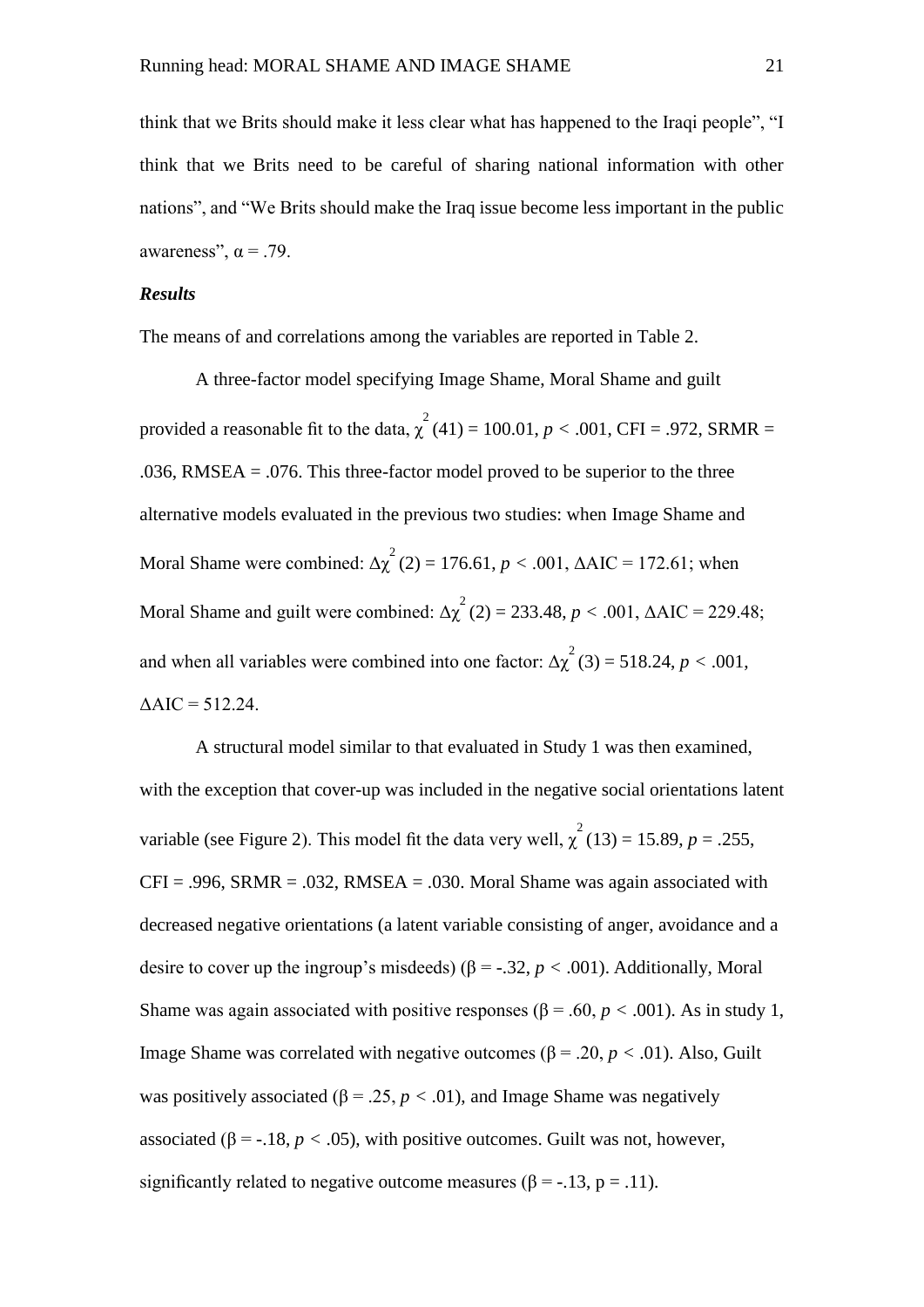think that we Brits should make it less clear what has happened to the Iraqi people", "I think that we Brits need to be careful of sharing national information with other nations", and "We Brits should make the Iraq issue become less important in the public awareness", $\alpha = .79$.

### *Results*

The means of and correlations among the variables are reported in Table 2.

A three-factor model specifying Image Shame, Moral Shame and guilt provided a reasonable fit to the data, $\chi^2(41) = 100.01$, $p < .001$, CFI = .972, SRMR = .036, RMSEA = .076. This three-factor model proved to be superior to the three alternative models evaluated in the previous two studies: when Image Shame and Moral Shame were combined: $\Delta\chi^2(2) = 176.61$, $p < .001$, $\Delta$AIC = 172.61; when Moral Shame and guilt were combined: $\Delta\chi^2(2) = 233.48$, $p < .001$, $\Delta$AIC = 229.48; and when all variables were combined into one factor: $\Delta\chi^2(3) = 518.24$, $p < .001$, $\Delta$AIC = 512.24.

A structural model similar to that evaluated in Study 1 was then examined, with the exception that cover-up was included in the negative social orientations latent variable (see Figure 2). This model fit the data very well, $\chi^2(13) = 15.89$, $p = .255$, CFI = .996, SRMR = .032, RMSEA = .030. Moral Shame was again associated with decreased negative orientations (a latent variable consisting of anger, avoidance and a desire to cover up the ingroup's misdeeds) ($\beta = -.32$, $p < .001$). Additionally, Moral Shame was again associated with positive responses ($\beta = .60$, $p < .001$). As in study 1, Image Shame was correlated with negative outcomes ($\beta = .20$, $p < .01$). Also, Guilt was positively associated ($\beta = .25$, $p < .01$), and Image Shame was negatively associated ($\beta = -.18$, $p < .05$), with positive outcomes. Guilt was not, however, significantly related to negative outcome measures ($\beta = -.13$, p = .11).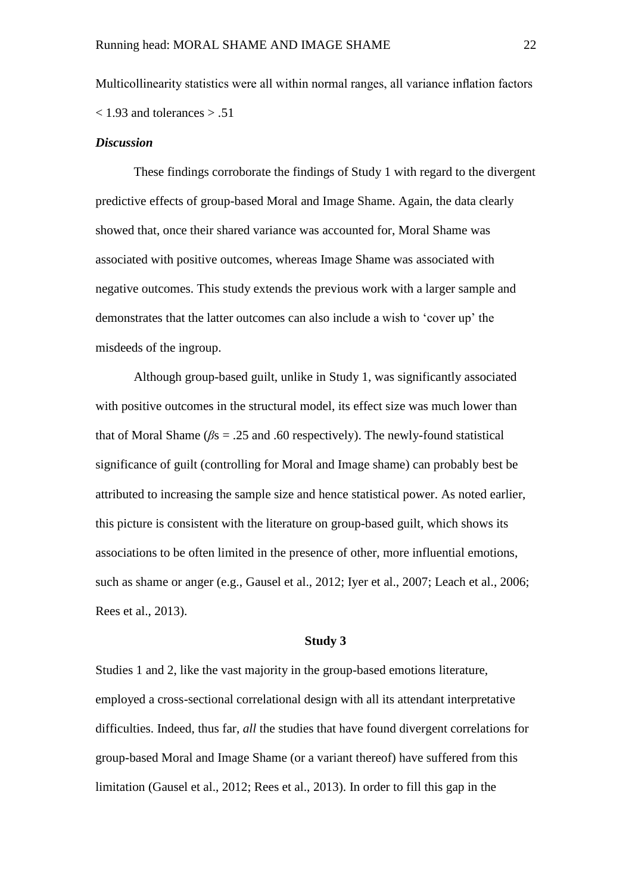Multicollinearity statistics were all within normal ranges, all variance inflation factors $< 1.93$ and tolerances $> .51$

### *Discussion*

These findings corroborate the findings of Study 1 with regard to the divergent predictive effects of group-based Moral and Image Shame. Again, the data clearly showed that, once their shared variance was accounted for, Moral Shame was associated with positive outcomes, whereas Image Shame was associated with negative outcomes. This study extends the previous work with a larger sample and demonstrates that the latter outcomes can also include a wish to 'cover up' the misdeeds of the ingroup.

Although group-based guilt, unlike in Study 1, was significantly associated with positive outcomes in the structural model, its effect size was much lower than that of Moral Shame ($\beta$s = .25 and .60 respectively). The newly-found statistical significance of guilt (controlling for Moral and Image shame) can probably best be attributed to increasing the sample size and hence statistical power. As noted earlier, this picture is consistent with the literature on group-based guilt, which shows its associations to be often limited in the presence of other, more influential emotions, such as shame or anger (e.g., Gausel et al., 2012; Iyer et al., 2007; Leach et al., 2006; Rees et al., 2013).

## Study 3

Studies 1 and 2, like the vast majority in the group-based emotions literature, employed a cross-sectional correlational design with all its attendant interpretative difficulties. Indeed, thus far, *all* the studies that have found divergent correlations for group-based Moral and Image Shame (or a variant thereof) have suffered from this limitation (Gausel et al., 2012; Rees et al., 2013). In order to fill this gap in the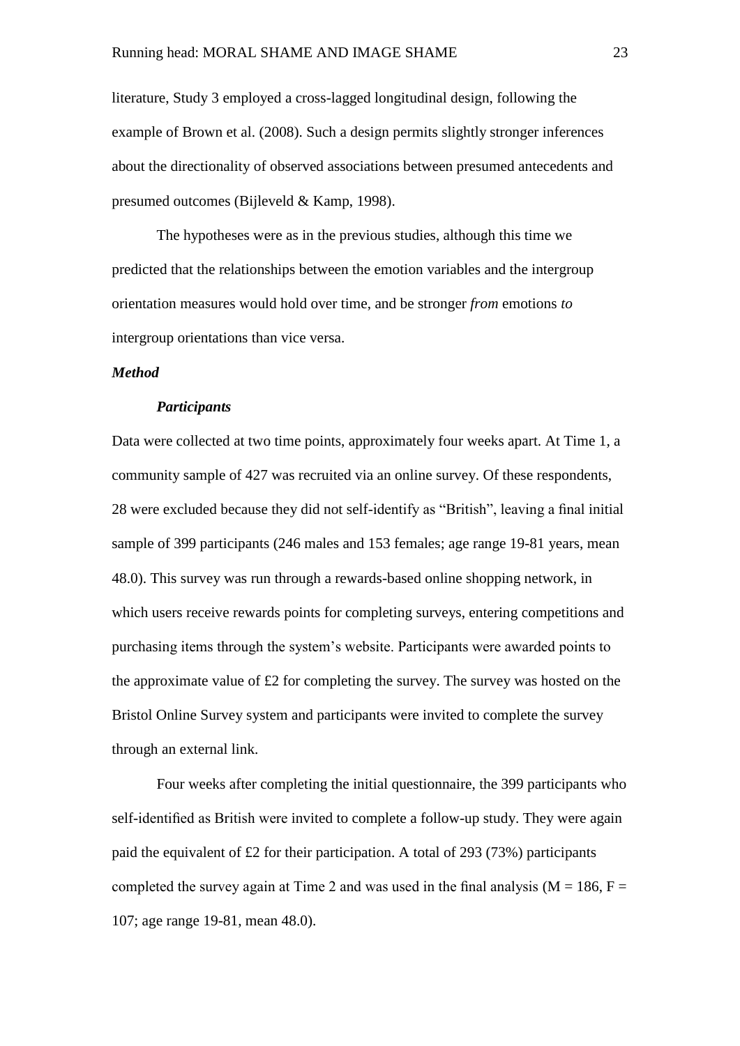literature, Study 3 employed a cross-lagged longitudinal design, following the example of Brown et al. (2008). Such a design permits slightly stronger inferences about the directionality of observed associations between presumed antecedents and presumed outcomes (Bijleveld & Kamp, 1998).

The hypotheses were as in the previous studies, although this time we predicted that the relationships between the emotion variables and the intergroup orientation measures would hold over time, and be stronger *from* emotions *to* intergroup orientations than vice versa.

### *Method*

#### *Participants*

Data were collected at two time points, approximately four weeks apart. At Time 1, a community sample of 427 was recruited via an online survey. Of these respondents, 28 were excluded because they did not self-identify as "British", leaving a final initial sample of 399 participants (246 males and 153 females; age range 19-81 years, mean 48.0). This survey was run through a rewards-based online shopping network, in which users receive rewards points for completing surveys, entering competitions and purchasing items through the system's website. Participants were awarded points to the approximate value of £2 for completing the survey. The survey was hosted on the Bristol Online Survey system and participants were invited to complete the survey through an external link.

Four weeks after completing the initial questionnaire, the 399 participants who self-identified as British were invited to complete a follow-up study. They were again paid the equivalent of £2 for their participation. A total of 293 (73%) participants completed the survey again at Time 2 and was used in the final analysis (M = 186, F = 107; age range 19-81, mean 48.0).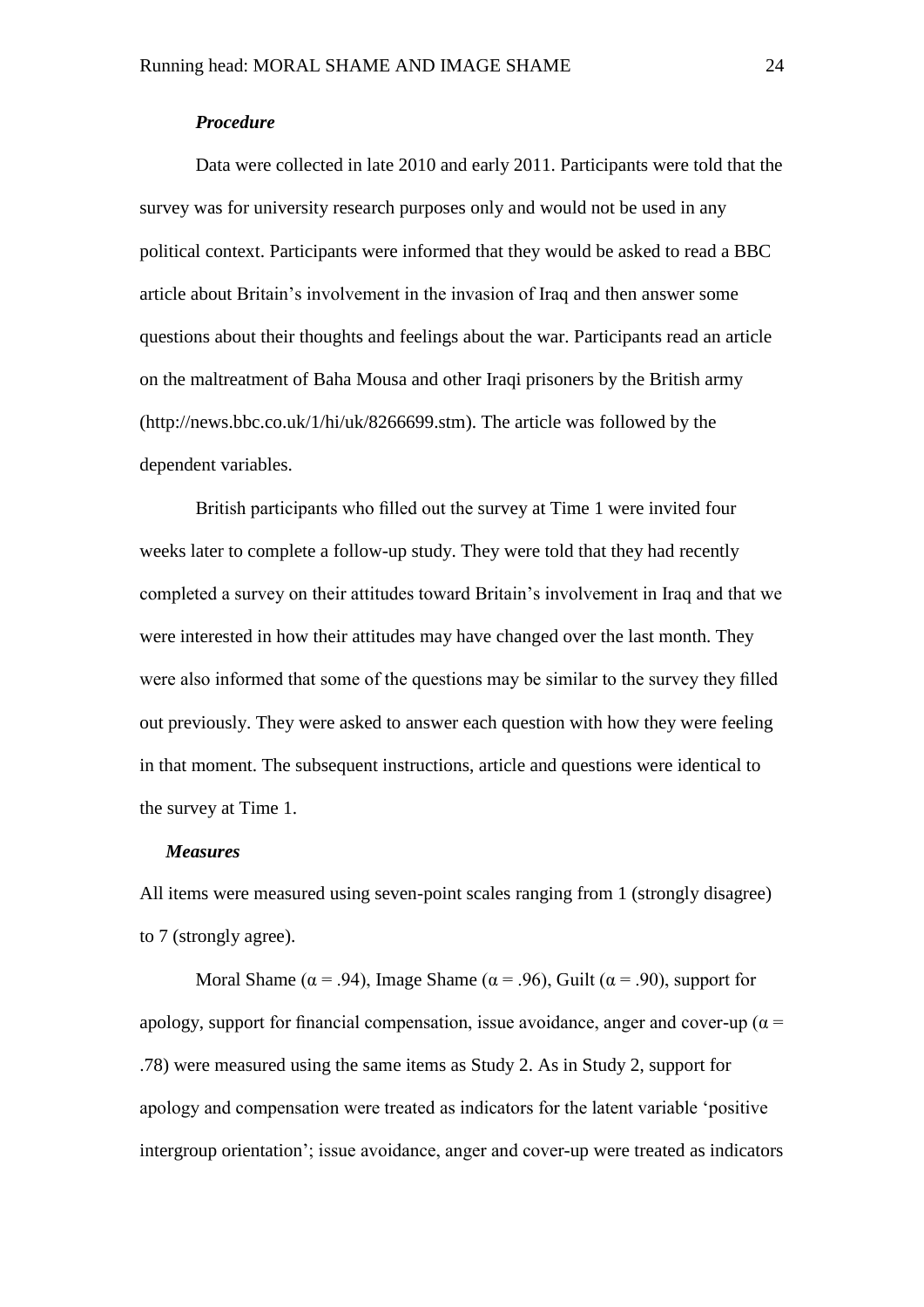### *Procedure*

Data were collected in late 2010 and early 2011. Participants were told that the survey was for university research purposes only and would not be used in any political context. Participants were informed that they would be asked to read a BBC article about Britain's involvement in the invasion of Iraq and then answer some questions about their thoughts and feelings about the war. Participants read an article on the maltreatment of Baha Mousa and other Iraqi prisoners by the British army (http://news.bbc.co.uk/1/hi/uk/8266699.stm). The article was followed by the dependent variables.

British participants who filled out the survey at Time 1 were invited four weeks later to complete a follow-up study. They were told that they had recently completed a survey on their attitudes toward Britain's involvement in Iraq and that we were interested in how their attitudes may have changed over the last month. They were also informed that some of the questions may be similar to the survey they filled out previously. They were asked to answer each question with how they were feeling in that moment. The subsequent instructions, article and questions were identical to the survey at Time 1.

### *Measures*

All items were measured using seven-point scales ranging from 1 (strongly disagree) to 7 (strongly agree).

Moral Shame ($\alpha$ = .94), Image Shame ($\alpha$ = .96), Guilt ($\alpha$ = .90), support for apology, support for financial compensation, issue avoidance, anger and cover-up ($\alpha$ = .78) were measured using the same items as Study 2. As in Study 2, support for apology and compensation were treated as indicators for the latent variable 'positive intergroup orientation'; issue avoidance, anger and cover-up were treated as indicators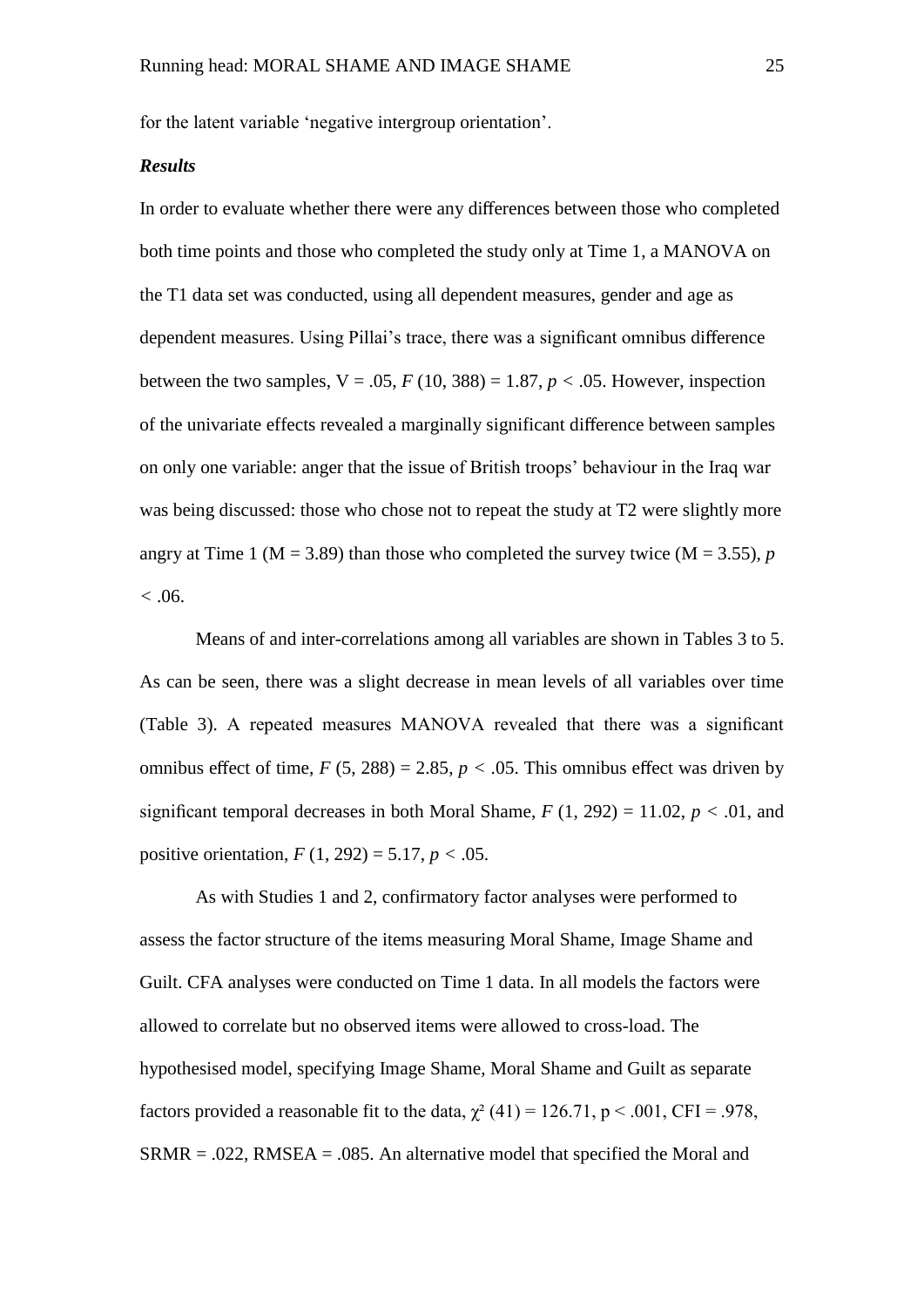for the latent variable ‘negative intergroup orientation’.

***Results***

In order to evaluate whether there were any differences between those who completed both time points and those who completed the study only at Time 1, a MANOVA on the T1 data set was conducted, using all dependent measures, gender and age as dependent measures. Using Pillai’s trace, there was a significant omnibus difference between the two samples, V = .05, $F$ (10, 388) = 1.87, $p < .05$. However, inspection of the univariate effects revealed a marginally significant difference between samples on only one variable: anger that the issue of British troops’ behaviour in the Iraq war was being discussed: those who chose not to repeat the study at T2 were slightly more angry at Time 1 (M = 3.89) than those who completed the survey twice (M = 3.55), $p < .06$.

Means of and inter-correlations among all variables are shown in Tables 3 to 5. As can be seen, there was a slight decrease in mean levels of all variables over time (Table 3). A repeated measures MANOVA revealed that there was a significant omnibus effect of time, $F$ (5, 288) = 2.85, $p < .05$. This omnibus effect was driven by significant temporal decreases in both Moral Shame, $F$ (1, 292) = 11.02, $p < .01$, and positive orientation, $F$ (1, 292) = 5.17, $p < .05$.

As with Studies 1 and 2, confirmatory factor analyses were performed to assess the factor structure of the items measuring Moral Shame, Image Shame and Guilt. CFA analyses were conducted on Time 1 data. In all models the factors were allowed to correlate but no observed items were allowed to cross-load. The hypothesised model, specifying Image Shame, Moral Shame and Guilt as separate factors provided a reasonable fit to the data, $\chi^2$ (41) = 126.71, p < .001, CFI = .978, SRMR = .022, RMSEA = .085. An alternative model that specified the Moral and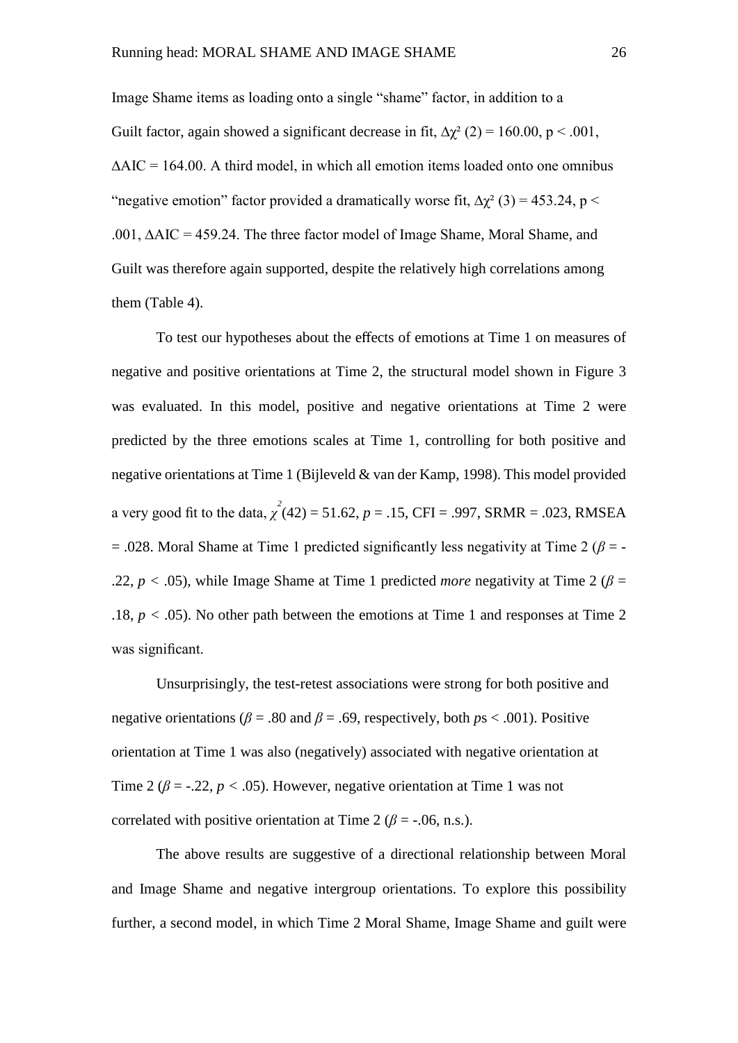Image Shame items as loading onto a single "shame" factor, in addition to a Guilt factor, again showed a significant decrease in fit, $\Delta\chi^2$ (2) = 160.00, $p < .001$, $\Delta$AIC = 164.00. A third model, in which all emotion items loaded onto one omnibus "negative emotion" factor provided a dramatically worse fit, $\Delta\chi^2$ (3) = 453.24, $p < .001$, $\Delta$AIC = 459.24. The three factor model of Image Shame, Moral Shame, and Guilt was therefore again supported, despite the relatively high correlations among them (Table 4).

To test our hypotheses about the effects of emotions at Time 1 on measures of negative and positive orientations at Time 2, the structural model shown in Figure 3 was evaluated. In this model, positive and negative orientations at Time 2 were predicted by the three emotions scales at Time 1, controlling for both positive and negative orientations at Time 1 (Bijleveld & van der Kamp, 1998). This model provided a very good fit to the data, $\chi^2(42) = 51.62$, $p = .15$, CFI = .997, SRMR = .023, RMSEA = .028. Moral Shame at Time 1 predicted significantly less negativity at Time 2 ($\beta = -.22$, $p < .05$), while Image Shame at Time 1 predicted *more* negativity at Time 2 ($\beta = .18$, $p < .05$). No other path between the emotions at Time 1 and responses at Time 2 was significant.

Unsurprisingly, the test-retest associations were strong for both positive and negative orientations ($\beta = .80$ and $\beta = .69$, respectively, both *p*s < .001). Positive orientation at Time 1 was also (negatively) associated with negative orientation at Time 2 ($\beta = -.22$, $p < .05$). However, negative orientation at Time 1 was not correlated with positive orientation at Time 2 ($\beta = -.06$, n.s.).

The above results are suggestive of a directional relationship between Moral and Image Shame and negative intergroup orientations. To explore this possibility further, a second model, in which Time 2 Moral Shame, Image Shame and guilt were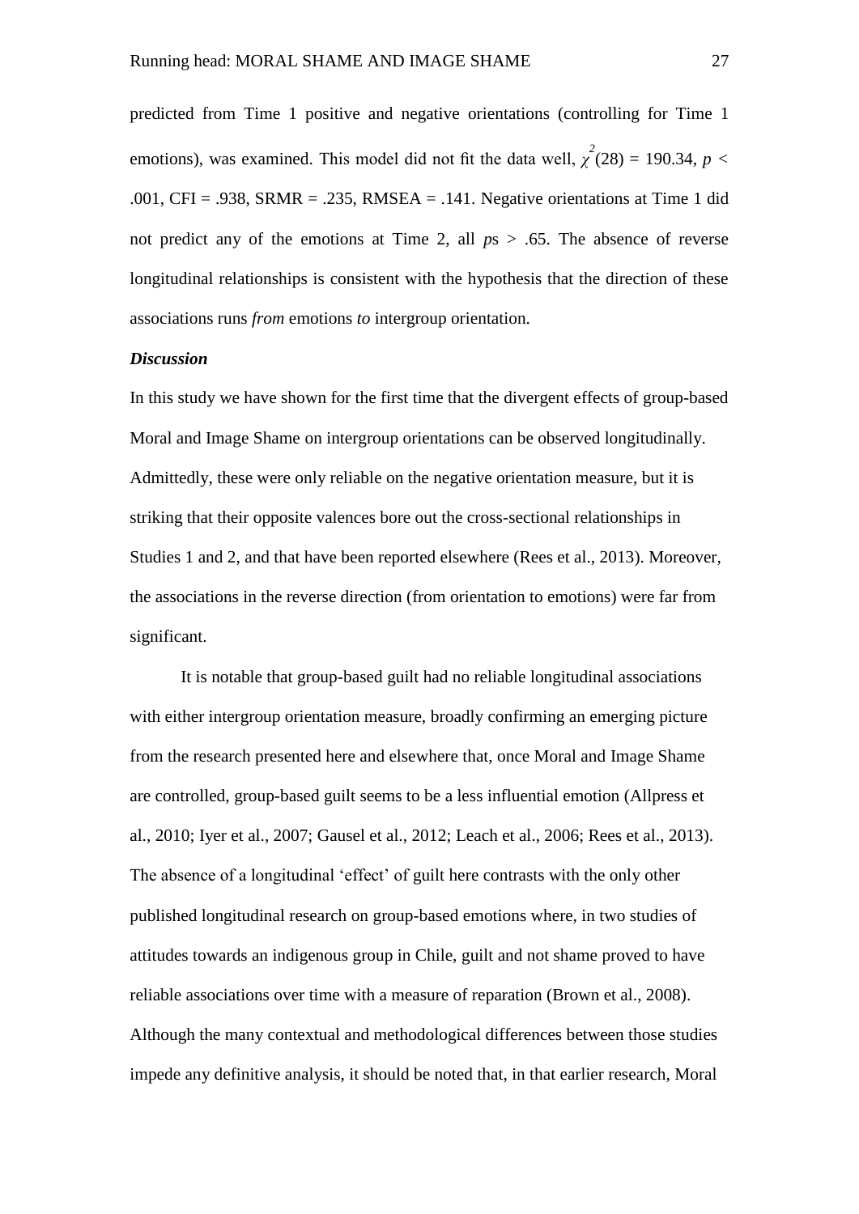predicted from Time 1 positive and negative orientations (controlling for Time 1 emotions), was examined. This model did not fit the data well, $\chi^2(28) = 190.34$, $p < .001$, CFI = .938, SRMR = .235, RMSEA = .141. Negative orientations at Time 1 did not predict any of the emotions at Time 2, all $p$s > .65. The absence of reverse longitudinal relationships is consistent with the hypothesis that the direction of these associations runs *from* emotions *to* intergroup orientation.

***Discussion***

In this study we have shown for the first time that the divergent effects of group-based Moral and Image Shame on intergroup orientations can be observed longitudinally. Admittedly, these were only reliable on the negative orientation measure, but it is striking that their opposite valences bore out the cross-sectional relationships in Studies 1 and 2, and that have been reported elsewhere (Rees et al., 2013). Moreover, the associations in the reverse direction (from orientation to emotions) were far from significant.

It is notable that group-based guilt had no reliable longitudinal associations with either intergroup orientation measure, broadly confirming an emerging picture from the research presented here and elsewhere that, once Moral and Image Shame are controlled, group-based guilt seems to be a less influential emotion (Allpress et al., 2010; Iyer et al., 2007; Gausel et al., 2012; Leach et al., 2006; Rees et al., 2013). The absence of a longitudinal 'effect' of guilt here contrasts with the only other published longitudinal research on group-based emotions where, in two studies of attitudes towards an indigenous group in Chile, guilt and not shame proved to have reliable associations over time with a measure of reparation (Brown et al., 2008). Although the many contextual and methodological differences between those studies impede any definitive analysis, it should be noted that, in that earlier research, Moral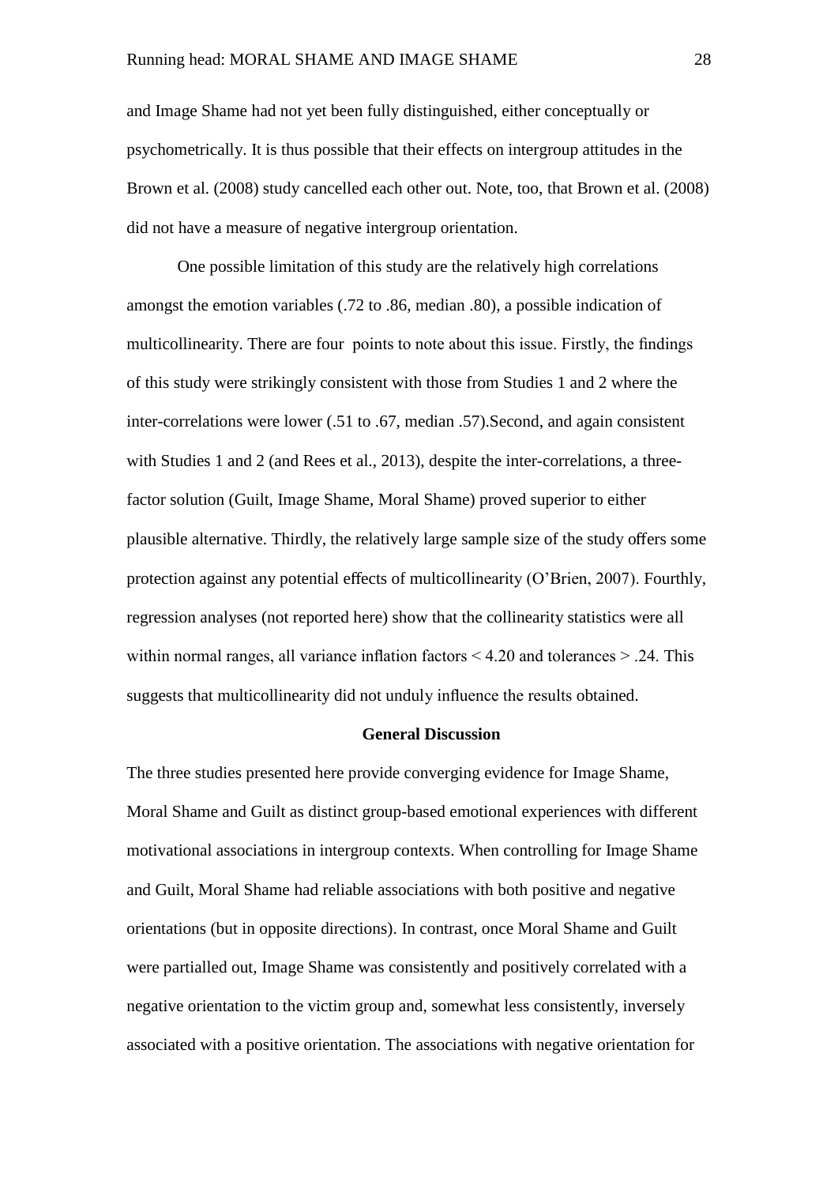and Image Shame had not yet been fully distinguished, either conceptually or psychometrically. It is thus possible that their effects on intergroup attitudes in the Brown et al. (2008) study cancelled each other out. Note, too, that Brown et al. (2008) did not have a measure of negative intergroup orientation.

One possible limitation of this study are the relatively high correlations amongst the emotion variables (.72 to .86, median .80), a possible indication of multicollinearity. There are four points to note about this issue. Firstly, the findings of this study were strikingly consistent with those from Studies 1 and 2 where the inter-correlations were lower (.51 to .67, median .57).Second, and again consistent with Studies 1 and 2 (and Rees et al., 2013), despite the inter-correlations, a three-factor solution (Guilt, Image Shame, Moral Shame) proved superior to either plausible alternative. Thirdly, the relatively large sample size of the study offers some protection against any potential effects of multicollinearity (O'Brien, 2007). Fourthly, regression analyses (not reported here) show that the collinearity statistics were all within normal ranges, all variance inflation factors < 4.20 and tolerances > .24. This suggests that multicollinearity did not unduly influence the results obtained.

## General Discussion

The three studies presented here provide converging evidence for Image Shame, Moral Shame and Guilt as distinct group-based emotional experiences with different motivational associations in intergroup contexts. When controlling for Image Shame and Guilt, Moral Shame had reliable associations with both positive and negative orientations (but in opposite directions). In contrast, once Moral Shame and Guilt were partialled out, Image Shame was consistently and positively correlated with a negative orientation to the victim group and, somewhat less consistently, inversely associated with a positive orientation. The associations with negative orientation for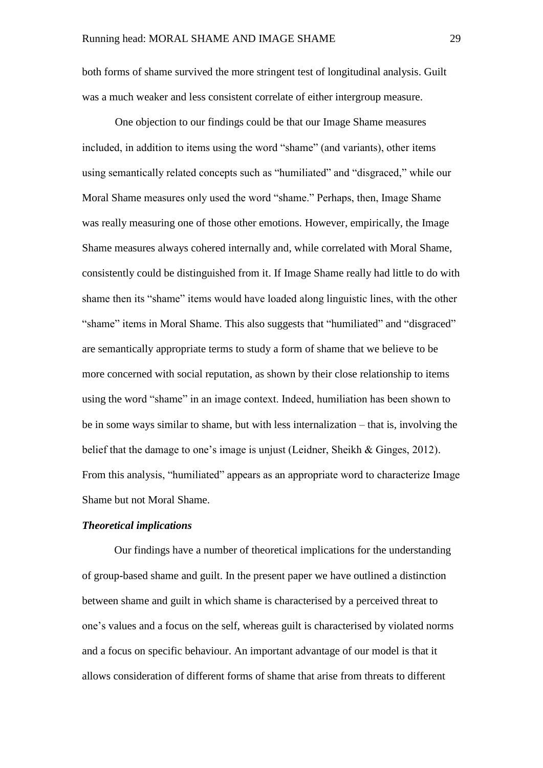both forms of shame survived the more stringent test of longitudinal analysis. Guilt was a much weaker and less consistent correlate of either intergroup measure.

One objection to our findings could be that our Image Shame measures included, in addition to items using the word "shame" (and variants), other items using semantically related concepts such as "humiliated" and "disgraced," while our Moral Shame measures only used the word "shame." Perhaps, then, Image Shame was really measuring one of those other emotions. However, empirically, the Image Shame measures always cohered internally and, while correlated with Moral Shame, consistently could be distinguished from it. If Image Shame really had little to do with shame then its "shame" items would have loaded along linguistic lines, with the other "shame" items in Moral Shame. This also suggests that "humiliated" and "disgraced" are semantically appropriate terms to study a form of shame that we believe to be more concerned with social reputation, as shown by their close relationship to items using the word "shame" in an image context. Indeed, humiliation has been shown to be in some ways similar to shame, but with less internalization – that is, involving the belief that the damage to one's image is unjust (Leidner, Sheikh & Ginges, 2012). From this analysis, "humiliated" appears as an appropriate word to characterize Image Shame but not Moral Shame.

### *Theoretical implications*

Our findings have a number of theoretical implications for the understanding of group-based shame and guilt. In the present paper we have outlined a distinction between shame and guilt in which shame is characterised by a perceived threat to one's values and a focus on the self, whereas guilt is characterised by violated norms and a focus on specific behaviour. An important advantage of our model is that it allows consideration of different forms of shame that arise from threats to different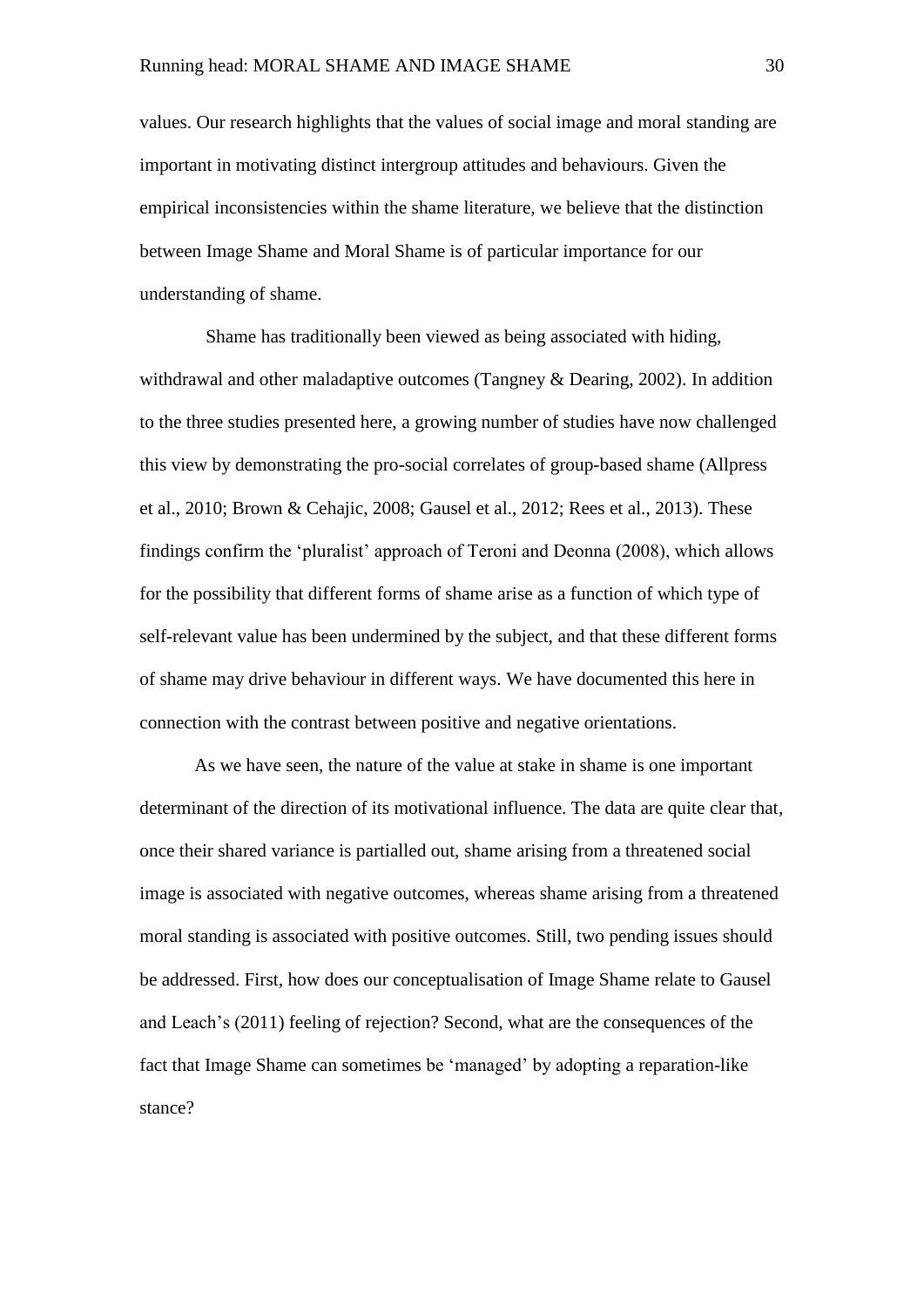values. Our research highlights that the values of social image and moral standing are important in motivating distinct intergroup attitudes and behaviours. Given the empirical inconsistencies within the shame literature, we believe that the distinction between Image Shame and Moral Shame is of particular importance for our understanding of shame.

Shame has traditionally been viewed as being associated with hiding, withdrawal and other maladaptive outcomes (Tangney & Dearing, 2002). In addition to the three studies presented here, a growing number of studies have now challenged this view by demonstrating the pro-social correlates of group-based shame (Allpress et al., 2010; Brown & Cehajic, 2008; Gausel et al., 2012; Rees et al., 2013). These findings confirm the 'pluralist' approach of Teroni and Deonna (2008), which allows for the possibility that different forms of shame arise as a function of which type of self-relevant value has been undermined by the subject, and that these different forms of shame may drive behaviour in different ways. We have documented this here in connection with the contrast between positive and negative orientations.

As we have seen, the nature of the value at stake in shame is one important determinant of the direction of its motivational influence. The data are quite clear that, once their shared variance is partialled out, shame arising from a threatened social image is associated with negative outcomes, whereas shame arising from a threatened moral standing is associated with positive outcomes. Still, two pending issues should be addressed. First, how does our conceptualisation of Image Shame relate to Gausel and Leach's (2011) feeling of rejection? Second, what are the consequences of the fact that Image Shame can sometimes be 'managed' by adopting a reparation-like stance?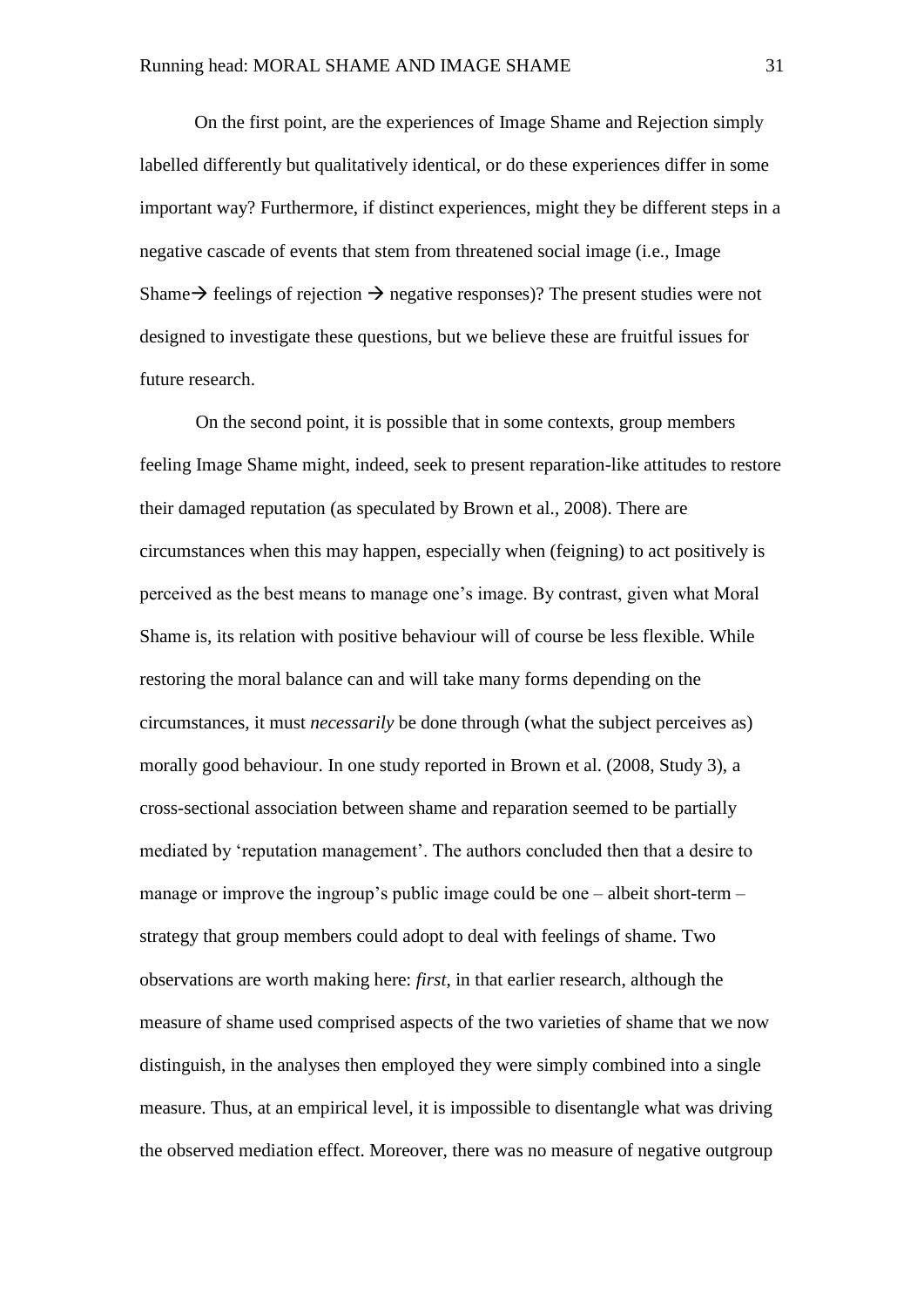On the first point, are the experiences of Image Shame and Rejection simply labelled differently but qualitatively identical, or do these experiences differ in some important way? Furthermore, if distinct experiences, might they be different steps in a negative cascade of events that stem from threatened social image (i.e., Image Shame→ feelings of rejection → negative responses)? The present studies were not designed to investigate these questions, but we believe these are fruitful issues for future research.

On the second point, it is possible that in some contexts, group members feeling Image Shame might, indeed, seek to present reparation-like attitudes to restore their damaged reputation (as speculated by Brown et al., 2008). There are circumstances when this may happen, especially when (feigning) to act positively is perceived as the best means to manage one's image. By contrast, given what Moral Shame is, its relation with positive behaviour will of course be less flexible. While restoring the moral balance can and will take many forms depending on the circumstances, it must *necessarily* be done through (what the subject perceives as) morally good behaviour. In one study reported in Brown et al. (2008, Study 3), a cross-sectional association between shame and reparation seemed to be partially mediated by 'reputation management'. The authors concluded then that a desire to manage or improve the ingroup's public image could be one – albeit short-term – strategy that group members could adopt to deal with feelings of shame. Two observations are worth making here: *first*, in that earlier research, although the measure of shame used comprised aspects of the two varieties of shame that we now distinguish, in the analyses then employed they were simply combined into a single measure. Thus, at an empirical level, it is impossible to disentangle what was driving the observed mediation effect. Moreover, there was no measure of negative outgroup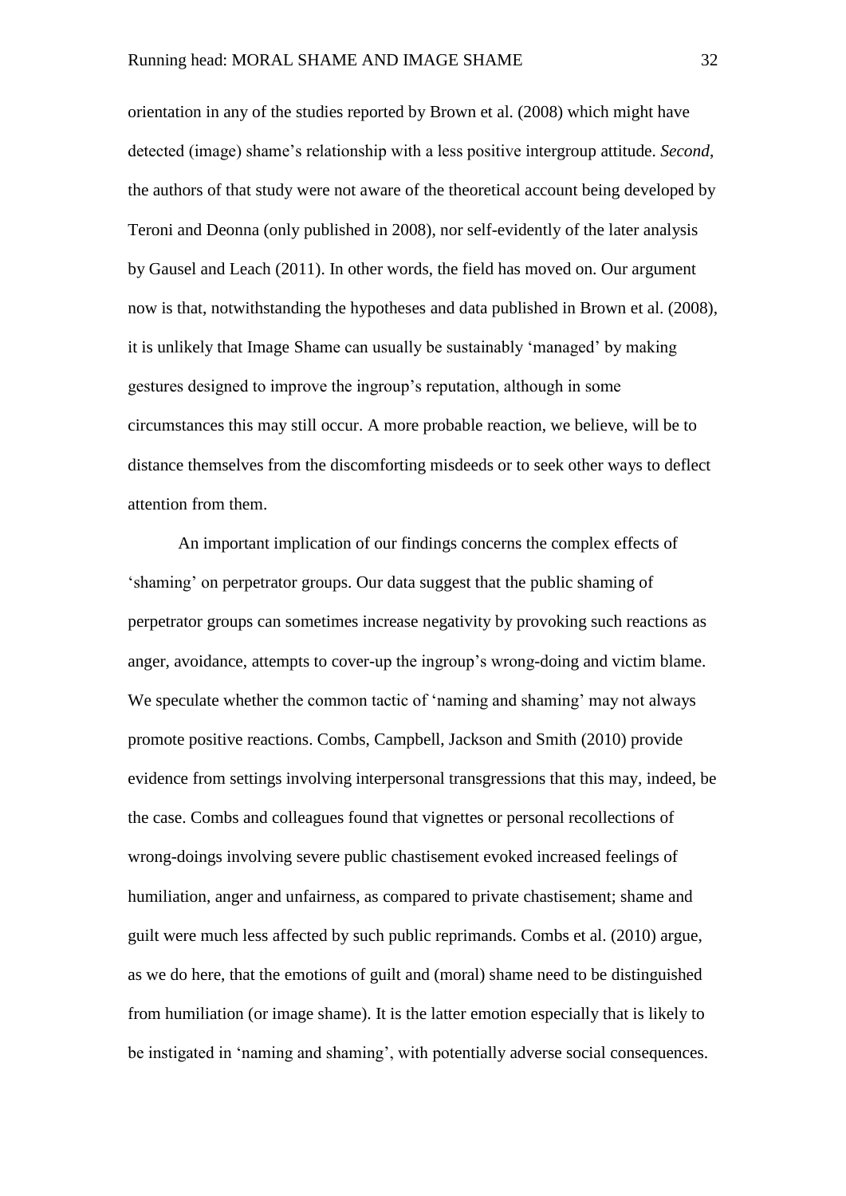orientation in any of the studies reported by Brown et al. (2008) which might have detected (image) shame's relationship with a less positive intergroup attitude. *Second*, the authors of that study were not aware of the theoretical account being developed by Teroni and Deonna (only published in 2008), nor self-evidently of the later analysis by Gausel and Leach (2011). In other words, the field has moved on. Our argument now is that, notwithstanding the hypotheses and data published in Brown et al. (2008), it is unlikely that Image Shame can usually be sustainably 'managed' by making gestures designed to improve the ingroup's reputation, although in some circumstances this may still occur. A more probable reaction, we believe, will be to distance themselves from the discomforting misdeeds or to seek other ways to deflect attention from them.

An important implication of our findings concerns the complex effects of 'shaming' on perpetrator groups. Our data suggest that the public shaming of perpetrator groups can sometimes increase negativity by provoking such reactions as anger, avoidance, attempts to cover-up the ingroup's wrong-doing and victim blame. We speculate whether the common tactic of 'naming and shaming' may not always promote positive reactions. Combs, Campbell, Jackson and Smith (2010) provide evidence from settings involving interpersonal transgressions that this may, indeed, be the case. Combs and colleagues found that vignettes or personal recollections of wrong-doings involving severe public chastisement evoked increased feelings of humiliation, anger and unfairness, as compared to private chastisement; shame and guilt were much less affected by such public reprimands. Combs et al. (2010) argue, as we do here, that the emotions of guilt and (moral) shame need to be distinguished from humiliation (or image shame). It is the latter emotion especially that is likely to be instigated in 'naming and shaming', with potentially adverse social consequences.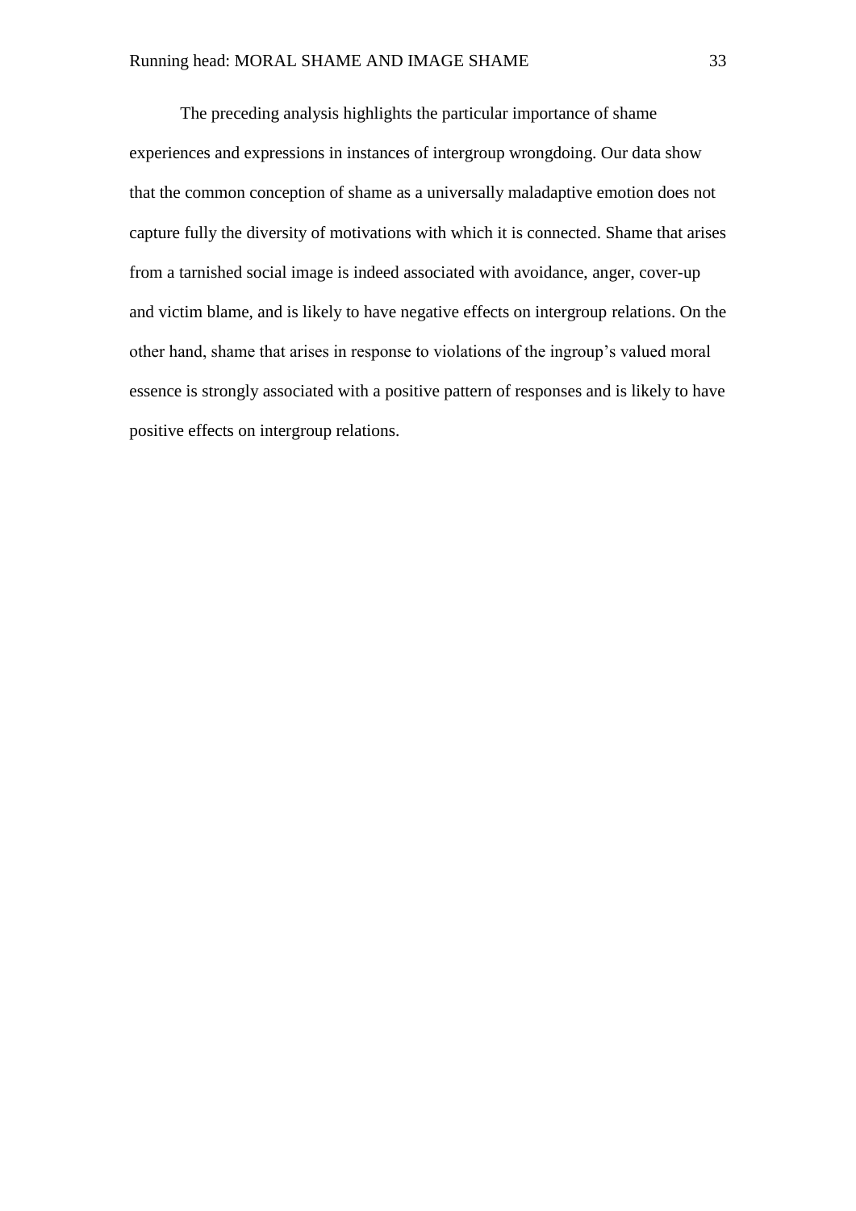The preceding analysis highlights the particular importance of shame experiences and expressions in instances of intergroup wrongdoing. Our data show that the common conception of shame as a universally maladaptive emotion does not capture fully the diversity of motivations with which it is connected. Shame that arises from a tarnished social image is indeed associated with avoidance, anger, cover-up and victim blame, and is likely to have negative effects on intergroup relations. On the other hand, shame that arises in response to violations of the ingroup's valued moral essence is strongly associated with a positive pattern of responses and is likely to have positive effects on intergroup relations.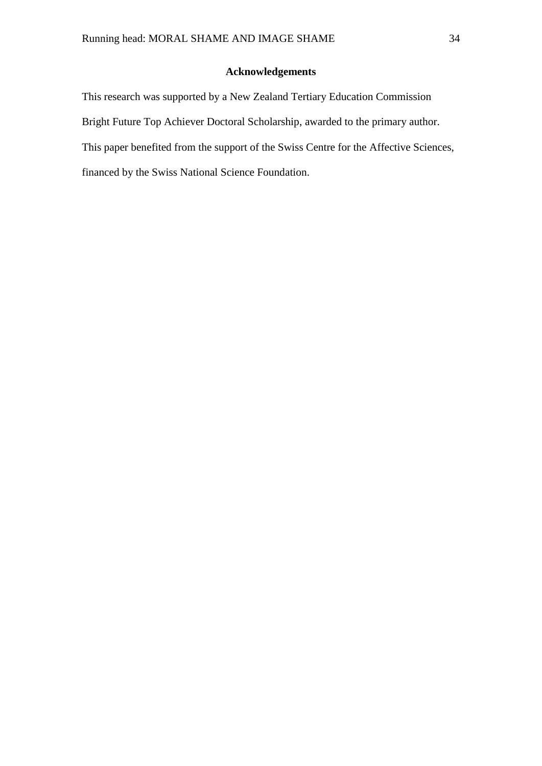## Acknowledgements

This research was supported by a New Zealand Tertiary Education Commission Bright Future Top Achiever Doctoral Scholarship, awarded to the primary author. This paper benefited from the support of the Swiss Centre for the Affective Sciences, financed by the Swiss National Science Foundation.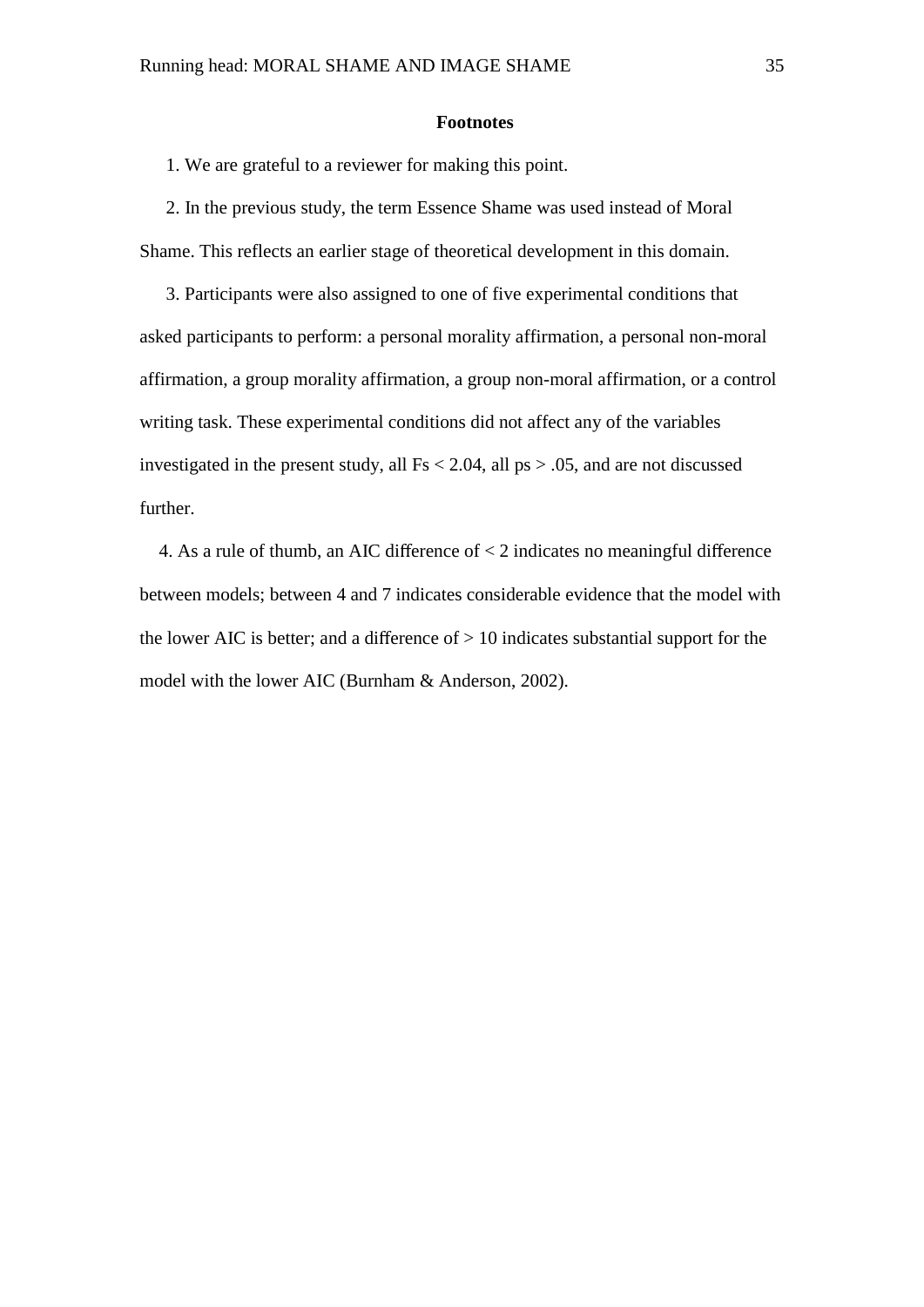## Footnotes

1. We are grateful to a reviewer for making this point.

2. In the previous study, the term Essence Shame was used instead of Moral Shame. This reflects an earlier stage of theoretical development in this domain.

3. Participants were also assigned to one of five experimental conditions that asked participants to perform: a personal morality affirmation, a personal non-moral affirmation, a group morality affirmation, a group non-moral affirmation, or a control writing task. These experimental conditions did not affect any of the variables investigated in the present study, all $Fs < 2.04$, all $ps > .05$, and are not discussed further.

4. As a rule of thumb, an AIC difference of < 2 indicates no meaningful difference between models; between 4 and 7 indicates considerable evidence that the model with the lower AIC is better; and a difference of > 10 indicates substantial support for the model with the lower AIC (Burnham & Anderson, 2002).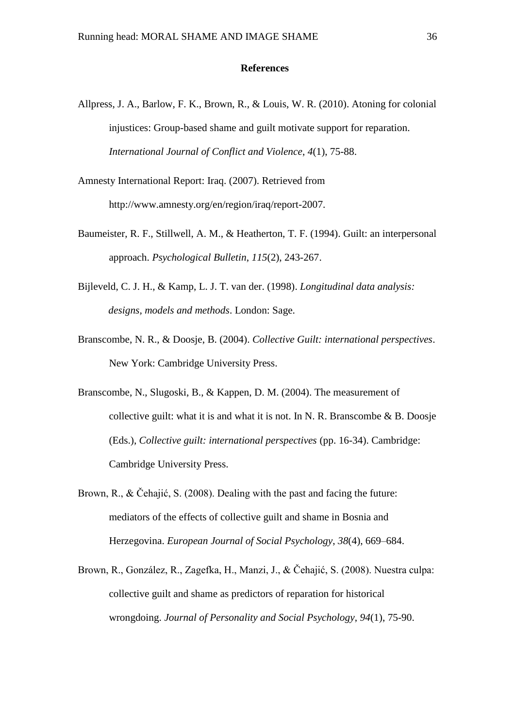**References**

Allpress, J. A., Barlow, F. K., Brown, R., & Louis, W. R. (2010). Atoning for colonial injustices: Group-based shame and guilt motivate support for reparation. *International Journal of Conflict and Violence*, *4*(1), 75-88.

Amnesty International Report: Iraq. (2007). Retrieved from http://www.amnesty.org/en/region/iraq/report-2007.

Baumeister, R. F., Stillwell, A. M., & Heatherton, T. F. (1994). Guilt: an interpersonal approach. *Psychological Bulletin*, *115*(2), 243-267.

Bijleveld, C. J. H., & Kamp, L. J. T. van der. (1998). *Longitudinal data analysis: designs, models and methods*. London: Sage.

Branscombe, N. R., & Doosje, B. (2004). *Collective Guilt: international perspectives*. New York: Cambridge University Press.

Branscombe, N., Slugoski, B., & Kappen, D. M. (2004). The measurement of collective guilt: what it is and what it is not. In N. R. Branscombe & B. Doosje (Eds.), *Collective guilt: international perspectives* (pp. 16-34). Cambridge: Cambridge University Press.

Brown, R., & Čehajić, S. (2008). Dealing with the past and facing the future: mediators of the effects of collective guilt and shame in Bosnia and Herzegovina. *European Journal of Social Psychology*, *38*(4), 669–684.

Brown, R., González, R., Zagefka, H., Manzi, J., & Čehajić, S. (2008). Nuestra culpa: collective guilt and shame as predictors of reparation for historical wrongdoing. *Journal of Personality and Social Psychology*, *94*(1), 75-90.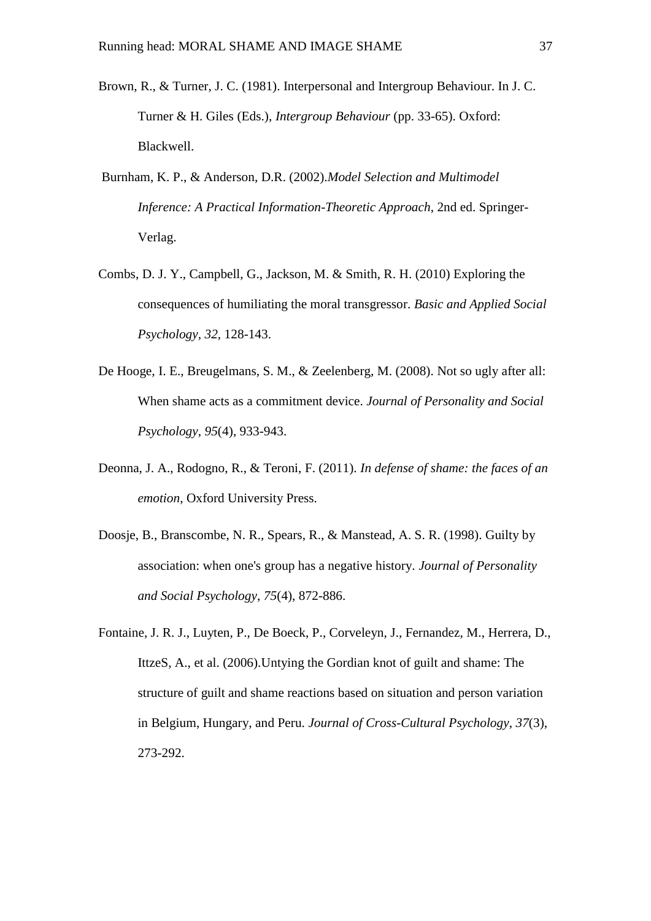Brown, R., & Turner, J. C. (1981). Interpersonal and Intergroup Behaviour. In J. C. Turner & H. Giles (Eds.), *Intergroup Behaviour* (pp. 33-65). Oxford: Blackwell.

Burnham, K. P., & Anderson, D.R. (2002).*Model Selection and Multimodel Inference: A Practical Information-Theoretic Approach*, 2nd ed. Springer-Verlag.

Combs, D. J. Y., Campbell, G., Jackson, M. & Smith, R. H. (2010) Exploring the consequences of humiliating the moral transgressor. *Basic and Applied Social Psychology, 32,* 128-143.

De Hooge, I. E., Breugelmans, S. M., & Zeelenberg, M. (2008). Not so ugly after all: When shame acts as a commitment device. *Journal of Personality and Social Psychology*, *95*(4), 933-943.

Deonna, J. A., Rodogno, R., & Teroni, F. (2011). *In defense of shame: the faces of an emotion,* Oxford University Press.

Doosje, B., Branscombe, N. R., Spears, R., & Manstead, A. S. R. (1998). Guilty by association: when one's group has a negative history. *Journal of Personality and Social Psychology*, *75*(4), 872-886.

Fontaine, J. R. J., Luyten, P., De Boeck, P., Corveleyn, J., Fernandez, M., Herrera, D., IttzeS, A., et al. (2006).Untying the Gordian knot of guilt and shame: The structure of guilt and shame reactions based on situation and person variation in Belgium, Hungary, and Peru. *Journal of Cross-Cultural Psychology*, *37*(3), 273-292.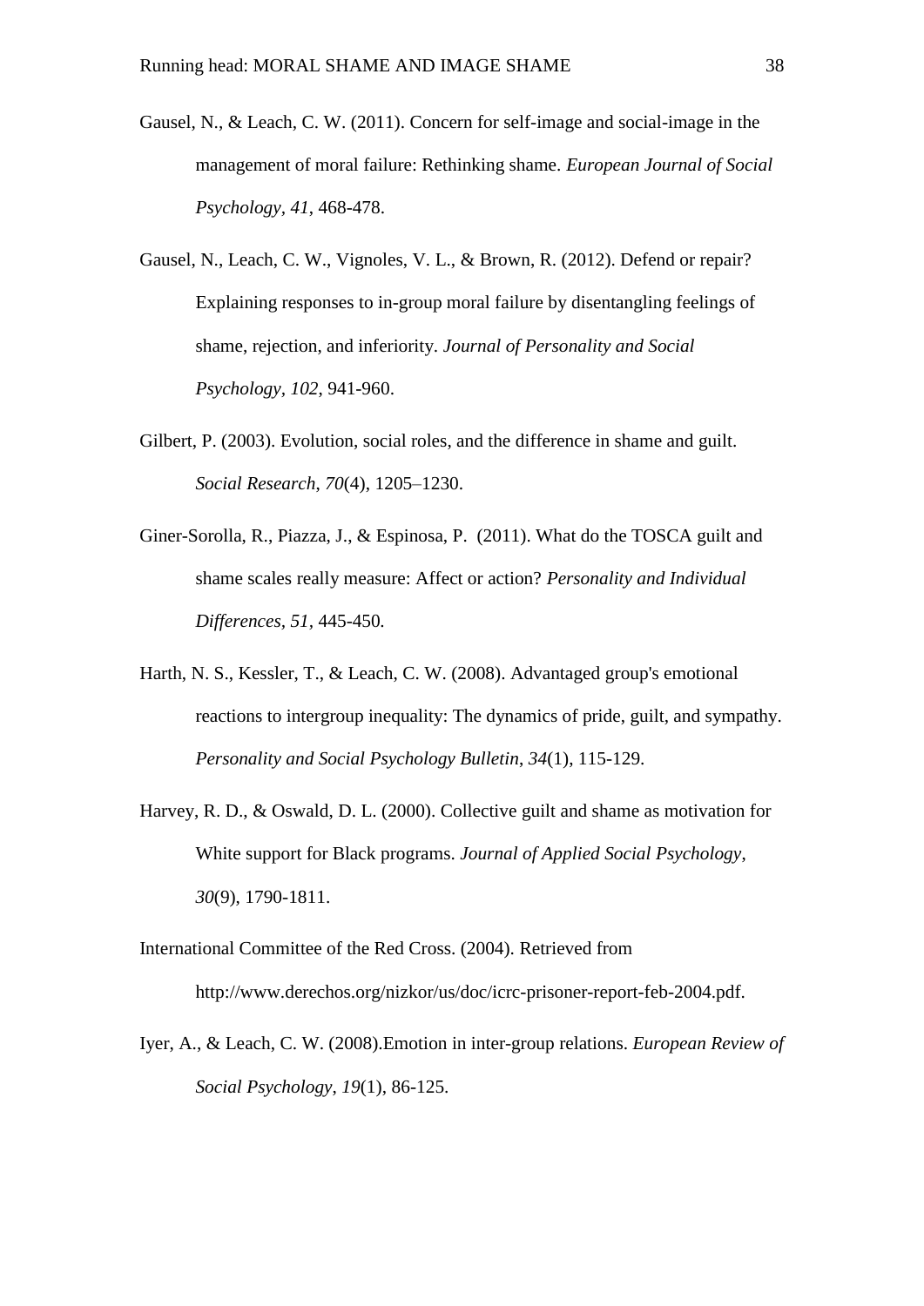Gausel, N., & Leach, C. W. (2011). Concern for self-image and social-image in the management of moral failure: Rethinking shame. *European Journal of Social Psychology*, *41*, 468-478.

Gausel, N., Leach, C. W., Vignoles, V. L., & Brown, R. (2012). Defend or repair? Explaining responses to in-group moral failure by disentangling feelings of shame, rejection, and inferiority. *Journal of Personality and Social Psychology*, *102*, 941-960.

Gilbert, P. (2003). Evolution, social roles, and the difference in shame and guilt. *Social Research*, *70*(4), 1205–1230.

Giner-Sorolla, R., Piazza, J., & Espinosa, P. (2011). What do the TOSCA guilt and shame scales really measure: Affect or action? *Personality and Individual Differences, 51,* 445-450*.*

Harth, N. S., Kessler, T., & Leach, C. W. (2008). Advantaged group's emotional reactions to intergroup inequality: The dynamics of pride, guilt, and sympathy. *Personality and Social Psychology Bulletin*, *34*(1), 115-129.

Harvey, R. D., & Oswald, D. L. (2000). Collective guilt and shame as motivation for White support for Black programs. *Journal of Applied Social Psychology*, *30*(9), 1790-1811.

International Committee of the Red Cross. (2004). Retrieved from http://www.derechos.org/nizkor/us/doc/icrc-prisoner-report-feb-2004.pdf.

Iyer, A., & Leach, C. W. (2008).Emotion in inter-group relations. *European Review of Social Psychology*, *19*(1), 86-125.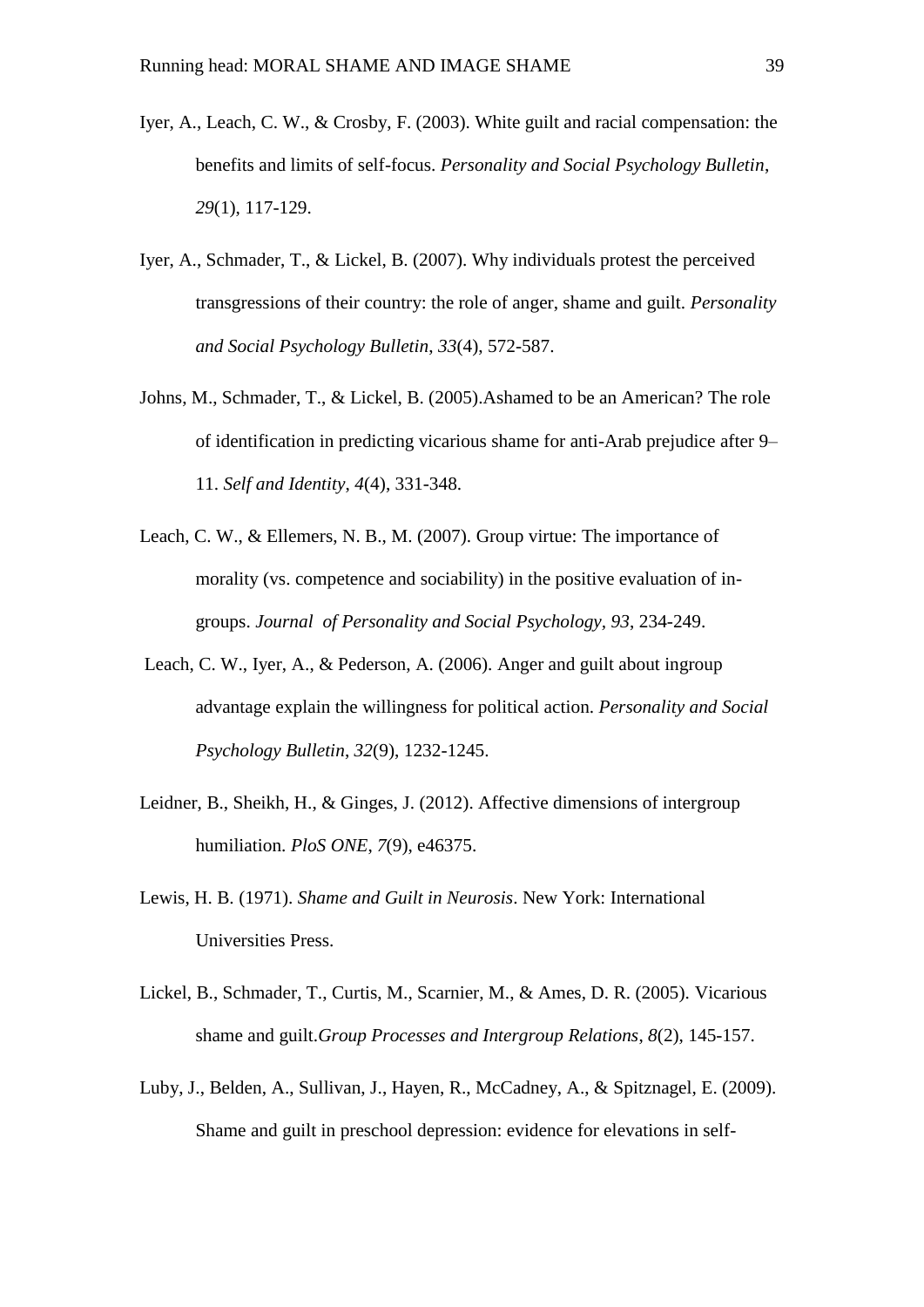Iyer, A., Leach, C. W., & Crosby, F. (2003). White guilt and racial compensation: the benefits and limits of self-focus. *Personality and Social Psychology Bulletin*, *29*(1), 117-129.

Iyer, A., Schmader, T., & Lickel, B. (2007). Why individuals protest the perceived transgressions of their country: the role of anger, shame and guilt. *Personality and Social Psychology Bulletin*, *33*(4), 572-587.

Johns, M., Schmader, T., & Lickel, B. (2005).Ashamed to be an American? The role of identification in predicting vicarious shame for anti-Arab prejudice after 9–11. *Self and Identity*, *4*(4), 331-348.

Leach, C. W., & Ellemers, N. B., M. (2007). Group virtue: The importance of morality (vs. competence and sociability) in the positive evaluation of in-groups. *Journal of Personality and Social Psychology, 93*, 234-249.

Leach, C. W., Iyer, A., & Pederson, A. (2006). Anger and guilt about ingroup advantage explain the willingness for political action. *Personality and Social Psychology Bulletin*, *32*(9), 1232-1245.

Leidner, B., Sheikh, H., & Ginges, J. (2012). Affective dimensions of intergroup humiliation. *PloS ONE*, *7*(9), e46375.

Lewis, H. B. (1971). *Shame and Guilt in Neurosis*. New York: International Universities Press.

Lickel, B., Schmader, T., Curtis, M., Scarnier, M., & Ames, D. R. (2005). Vicarious shame and guilt.*Group Processes and Intergroup Relations*, *8*(2), 145-157.

Luby, J., Belden, A., Sullivan, J., Hayen, R., McCadney, A., & Spitznagel, E. (2009). Shame and guilt in preschool depression: evidence for elevations in self-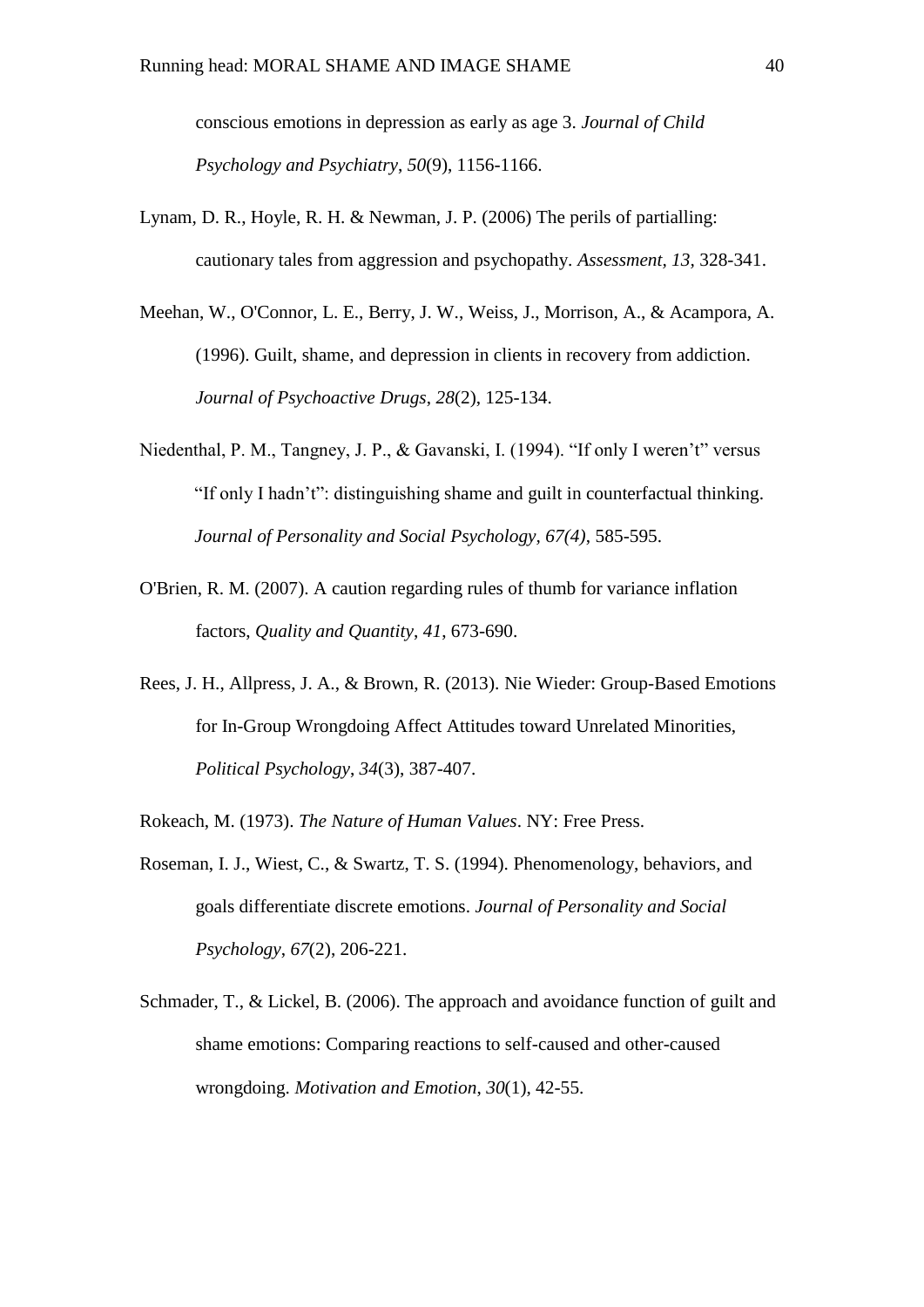conscious emotions in depression as early as age 3. *Journal of Child Psychology and Psychiatry*, *50*(9), 1156-1166.

Lynam, D. R., Hoyle, R. H. & Newman, J. P. (2006) The perils of partialling: cautionary tales from aggression and psychopathy. *Assessment, 13*, 328-341.

Meehan, W., O'Connor, L. E., Berry, J. W., Weiss, J., Morrison, A., & Acampora, A. (1996). Guilt, shame, and depression in clients in recovery from addiction. *Journal of Psychoactive Drugs*, *28*(2), 125-134.

Niedenthal, P. M., Tangney, J. P., & Gavanski, I. (1994). "If only I weren't" versus "If only I hadn't": distinguishing shame and guilt in counterfactual thinking. *Journal of Personality and Social Psychology, 67(4)*, 585-595.

O'Brien, R. M. (2007). A caution regarding rules of thumb for variance inflation factors, *Quality and Quantity*, *41*, 673-690.

Rees, J. H., Allpress, J. A., & Brown, R. (2013). Nie Wieder: Group-Based Emotions for In-Group Wrongdoing Affect Attitudes toward Unrelated Minorities, *Political Psychology*, *34*(3), 387-407.

Rokeach, M. (1973). *The Nature of Human Values*. NY: Free Press.

Roseman, I. J., Wiest, C., & Swartz, T. S. (1994). Phenomenology, behaviors, and goals differentiate discrete emotions. *Journal of Personality and Social Psychology*, *67*(2), 206-221.

Schmader, T., & Lickel, B. (2006). The approach and avoidance function of guilt and shame emotions: Comparing reactions to self-caused and other-caused wrongdoing. *Motivation and Emotion*, *30*(1), 42-55.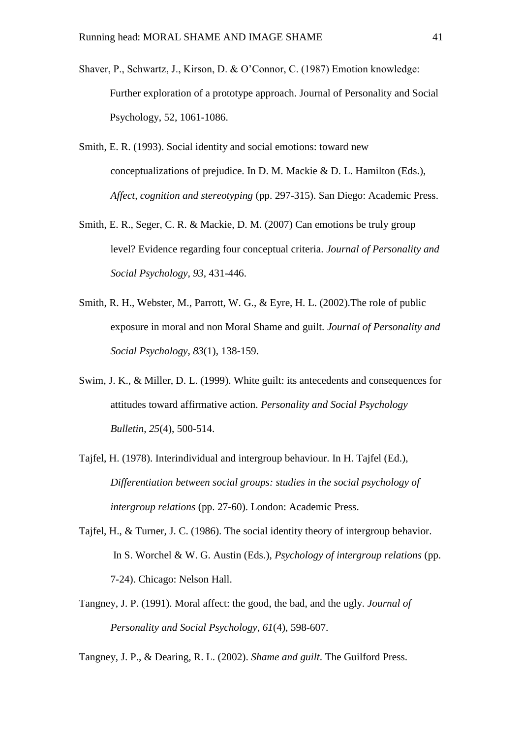Shaver, P., Schwartz, J., Kirson, D. & O'Connor, C. (1987) Emotion knowledge: Further exploration of a prototype approach. Journal of Personality and Social Psychology, 52, 1061-1086.

Smith, E. R. (1993). Social identity and social emotions: toward new conceptualizations of prejudice. In D. M. Mackie & D. L. Hamilton (Eds.), *Affect, cognition and stereotyping* (pp. 297-315). San Diego: Academic Press.

Smith, E. R., Seger, C. R. & Mackie, D. M. (2007) Can emotions be truly group level? Evidence regarding four conceptual criteria. *Journal of Personality and Social Psychology*, *93*, 431-446.

Smith, R. H., Webster, M., Parrott, W. G., & Eyre, H. L. (2002).The role of public exposure in moral and non Moral Shame and guilt. *Journal of Personality and Social Psychology*, *83*(1), 138-159.

Swim, J. K., & Miller, D. L. (1999). White guilt: its antecedents and consequences for attitudes toward affirmative action. *Personality and Social Psychology Bulletin*, *25*(4), 500-514.

Tajfel, H. (1978). Interindividual and intergroup behaviour. In H. Tajfel (Ed.), *Differentiation between social groups: studies in the social psychology of intergroup relations* (pp. 27-60). London: Academic Press.

Tajfel, H., & Turner, J. C. (1986). The social identity theory of intergroup behavior. In S. Worchel & W. G. Austin (Eds.), *Psychology of intergroup relations* (pp. 7-24). Chicago: Nelson Hall.

Tangney, J. P. (1991). Moral affect: the good, the bad, and the ugly. *Journal of Personality and Social Psychology*, *61*(4), 598-607.

Tangney, J. P., & Dearing, R. L. (2002). *Shame and guilt*. The Guilford Press.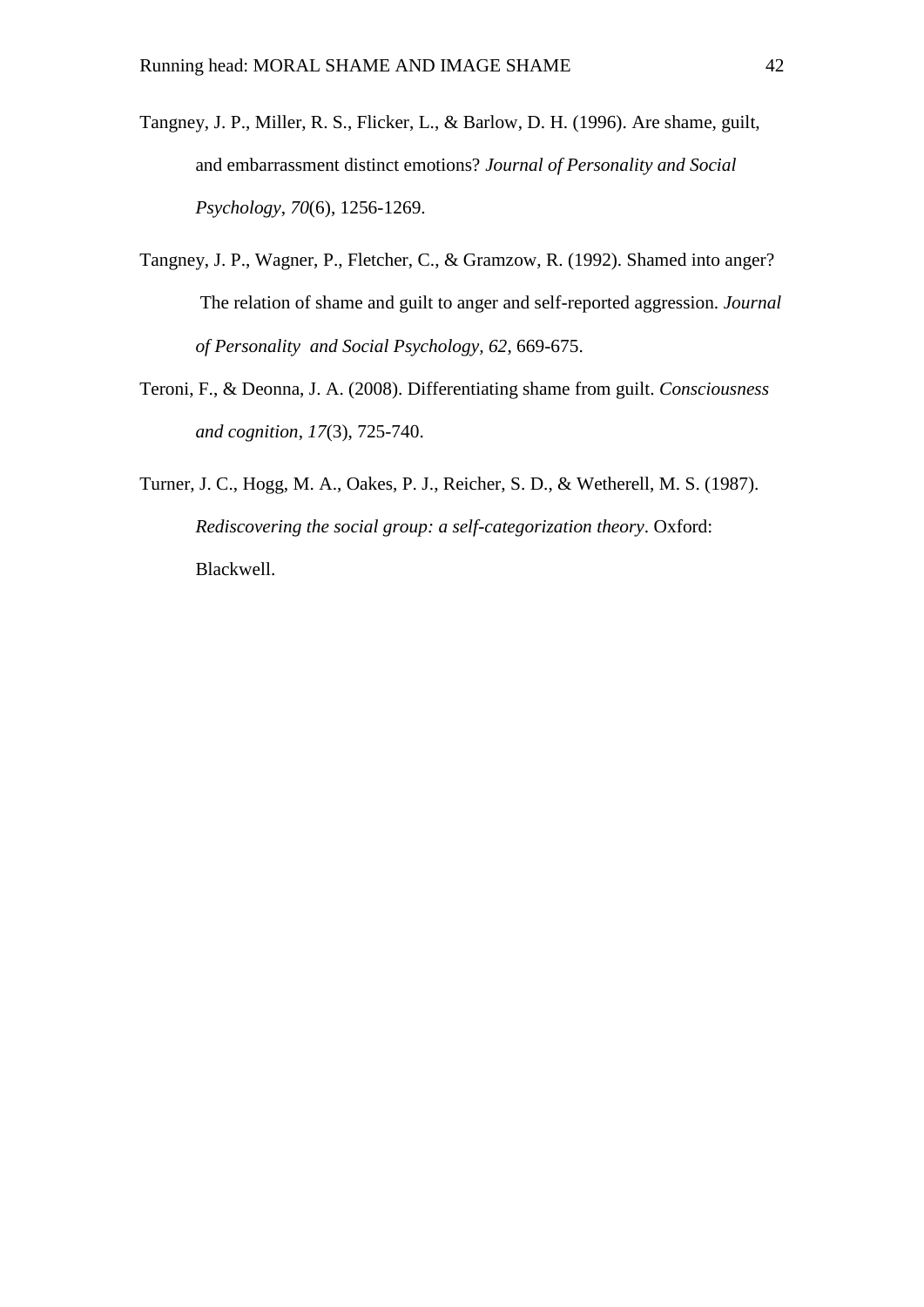Tangney, J. P., Miller, R. S., Flicker, L., & Barlow, D. H. (1996). Are shame, guilt, and embarrassment distinct emotions? *Journal of Personality and Social Psychology*, *70*(6), 1256-1269.

Tangney, J. P., Wagner, P., Fletcher, C., & Gramzow, R. (1992). Shamed into anger? The relation of shame and guilt to anger and self-reported aggression. *Journal of Personality and Social Psychology*, *62*, 669-675.

Teroni, F., & Deonna, J. A. (2008). Differentiating shame from guilt. *Consciousness and cognition*, *17*(3), 725-740.

Turner, J. C., Hogg, M. A., Oakes, P. J., Reicher, S. D., & Wetherell, M. S. (1987). *Rediscovering the social group: a self-categorization theory*. Oxford: Blackwell.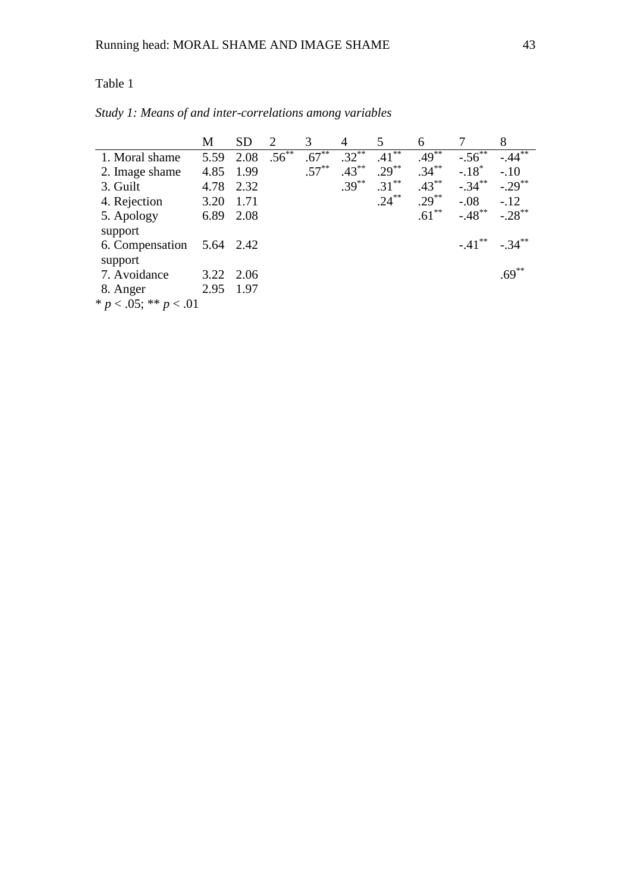Table 1

*Study 1: Means of and inter-correlations among variables*

| | M | SD | 2 | 3 | 4 | 5 | 6 | 7 | 8 |
|---|---|---|---|---|---|---|---|---|---|
| 1. Moral shame | 5.59 | 2.08 | .56** | .67** | .32** | .41** | .49** | -.56** | -.44** |
| 2. Image shame | 4.85 | 1.99 | | .57** | .43** | .29** | .34** | -.18* | -.10 |
| 3. Guilt | 4.78 | 2.32 | | | .39** | .31** | .43** | -.34** | -.29** |
| 4. Rejection | 3.20 | 1.71 | | | | .24** | .29** | -.08 | -.12 |
| 5. Apology support | 6.89 | 2.08 | | | | | .61** | -.48** | -.28** |
| 6. Compensation support | 5.64 | 2.42 | | | | | | -.41** | -.34** |
| 7. Avoidance | 3.22 | 2.06 | | | | | | | .69** |
| 8. Anger | 2.95 | 1.97 | | | | | | | |

* $p < .05$; ** $p < .01$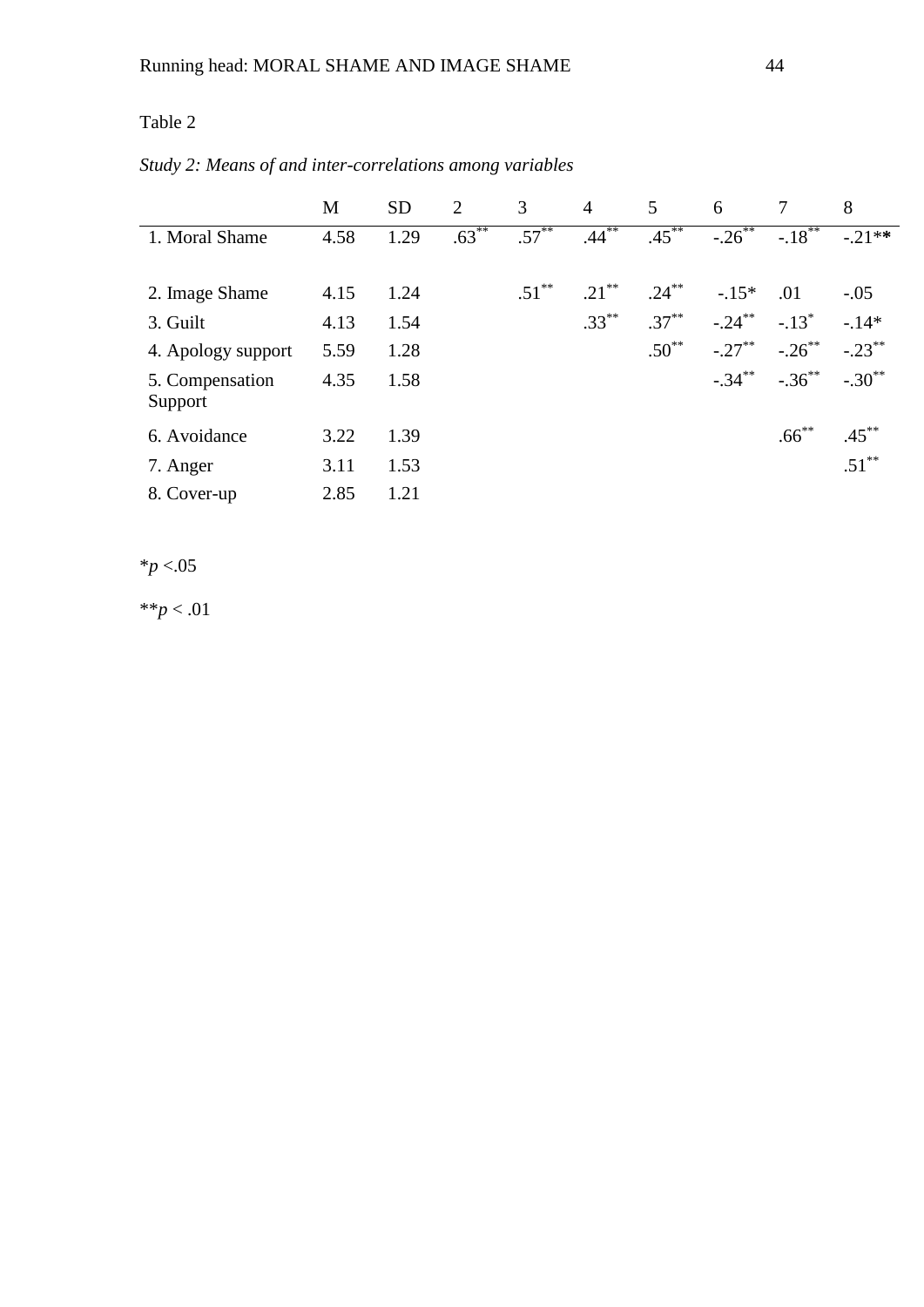Table 2

*Study 2: Means of and inter-correlations among variables*

| | M | SD | 2 | 3 | 4 | 5 | 6 | 7 | 8 |
|---|---|---|---|---|---|---|---|---|---|
| 1. Moral Shame | 4.58 | 1.29 | .63** | .57** | .44** | .45** | -.26** | -.18** | -.21** |
| 2. Image Shame | 4.15 | 1.24 | | .51** | .21** | .24** | -.15* | .01 | -.05 |
| 3. Guilt | 4.13 | 1.54 | | | .33** | .37** | -.24** | -.13* | -.14* |
| 4. Apology support | 5.59 | 1.28 | | | | .50** | -.27** | -.26** | -.23** |
| 5. Compensation Support | 4.35 | 1.58 | | | | | -.34** | -.36** | -.30** |
| 6. Avoidance | 3.22 | 1.39 | | | | | | .66** | .45** |
| 7. Anger | 3.11 | 1.53 | | | | | | | .51** |
| 8. Cover-up | 2.85 | 1.21 | | | | | | | |

*$p < .05$

**$p < .01$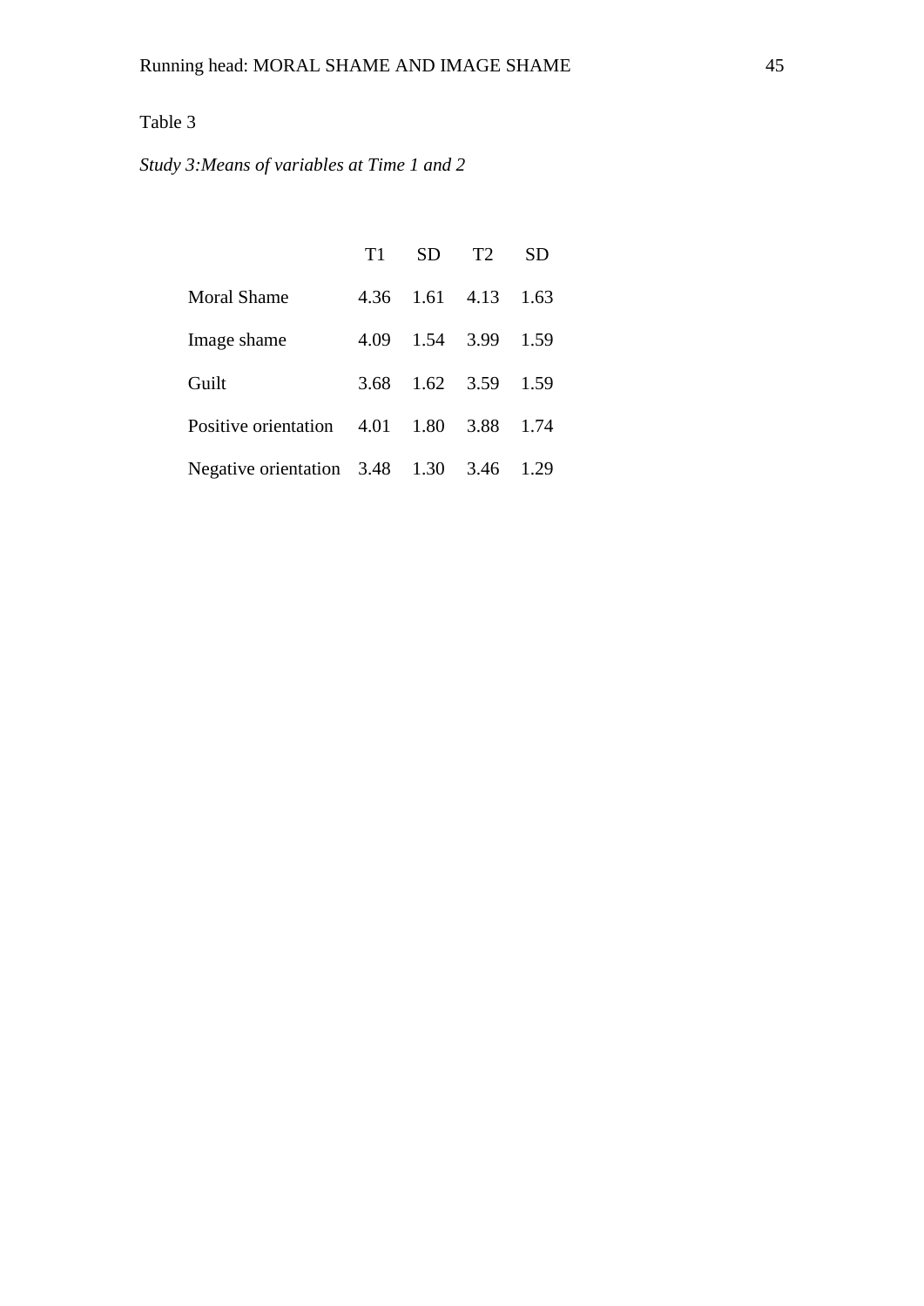Table 3

*Study 3:Means of variables at Time 1 and 2*

| | T1 | SD | T2 | SD |
|---|---|---|---|---|
| Moral Shame | 4.36 | 1.61 | 4.13 | 1.63 |
| Image shame | 4.09 | 1.54 | 3.99 | 1.59 |
| Guilt | 3.68 | 1.62 | 3.59 | 1.59 |
| Positive orientation | 4.01 | 1.80 | 3.88 | 1.74 |
| Negative orientation | 3.48 | 1.30 | 3.46 | 1.29 |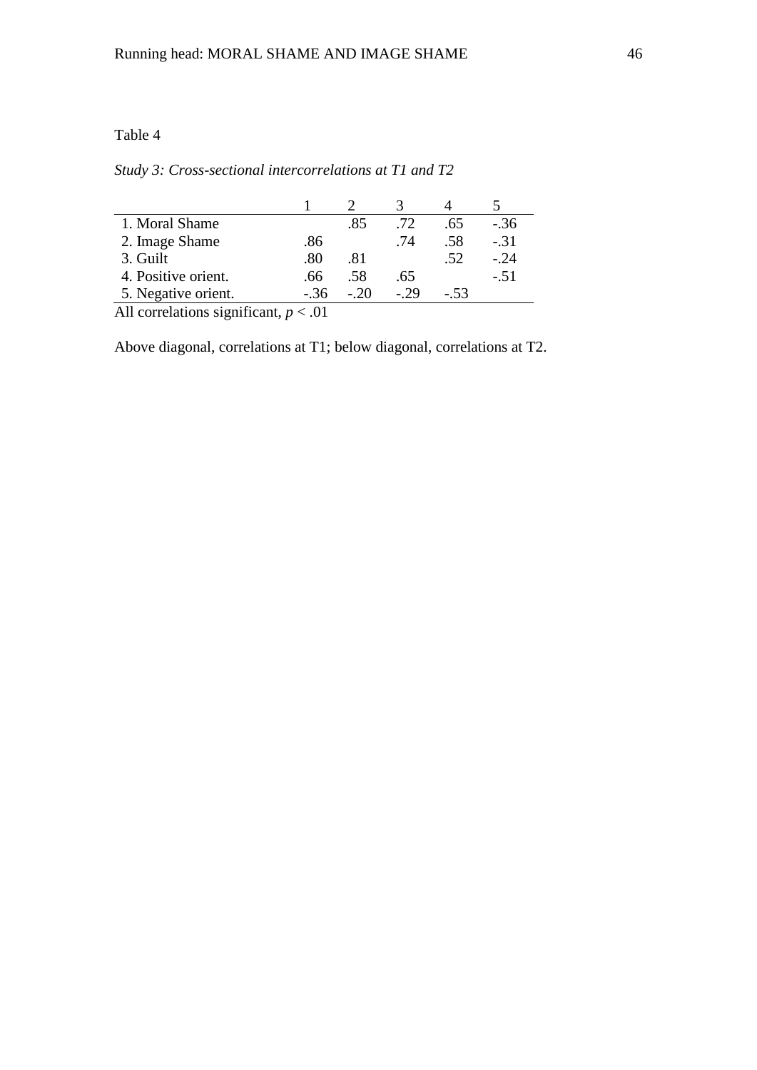Table 4

*Study 3: Cross-sectional intercorrelations at T1 and T2*

| | 1 | 2 | 3 | 4 | 5 |
|---|---|---|---|---|---|
| 1. Moral Shame | | .85 | .72 | .65 | -.36 |
| 2. Image Shame | .86 | | .74 | .58 | -.31 |
| 3. Guilt | .80 | .81 | | .52 | -.24 |
| 4. Positive orient. | .66 | .58 | .65 | | -.51 |
| 5. Negative orient. | -.36 | -.20 | -.29 | -.53 | |

All correlations significant, $p < .01$

Above diagonal, correlations at T1; below diagonal, correlations at T2.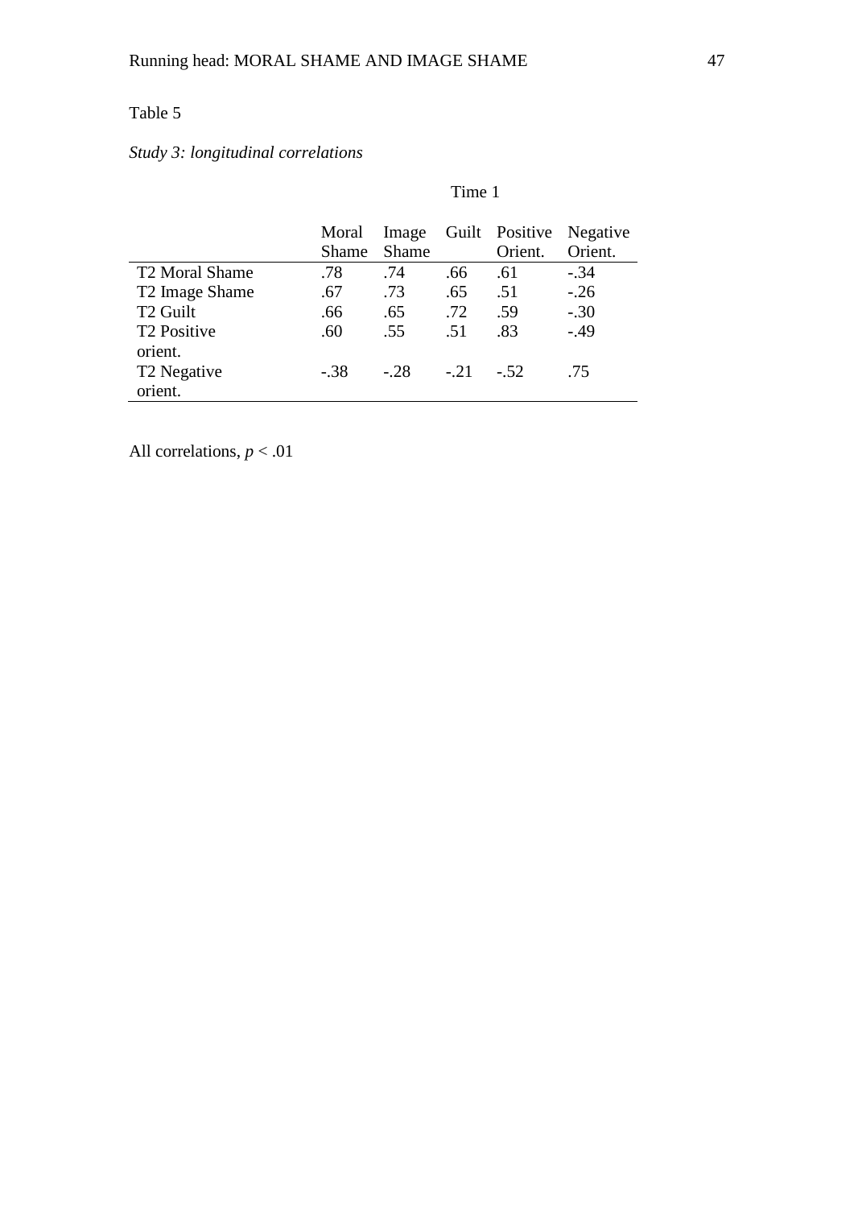Table 5

*Study 3: longitudinal correlations*

| | Time 1 | | | | |
|---|---|---|---|---|---|
| | Moral Shame | Image Shame | Guilt | Positive Orient. | Negative Orient. |
| T2 Moral Shame | .78 | .74 | .66 | .61 | -.34 |
| T2 Image Shame | .67 | .73 | .65 | .51 | -.26 |
| T2 Guilt | .66 | .65 | .72 | .59 | -.30 |
| T2 Positive orient. | .60 | .55 | .51 | .83 | -.49 |
| T2 Negative orient. | -.38 | -.28 | -.21 | -.52 | .75 |

All correlations, $p < .01$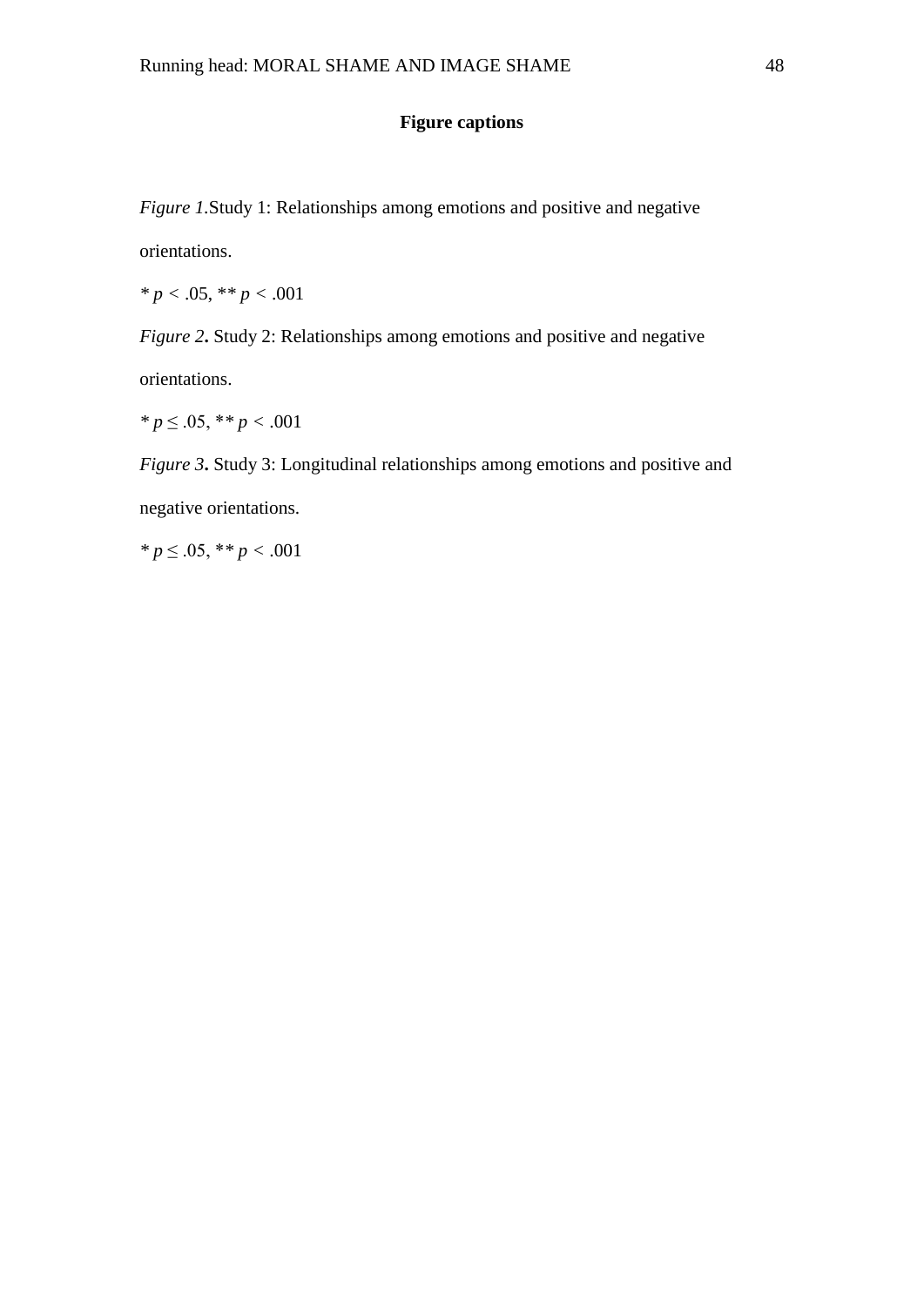**Figure captions**

*Figure 1.*Study 1: Relationships among emotions and positive and negative orientations.

* $p < .05$, ** $p < .001$

*Figure 2***.** Study 2: Relationships among emotions and positive and negative orientations.

* $p \leq .05$, ** $p < .001$

*Figure 3***.** Study 3: Longitudinal relationships among emotions and positive and negative orientations.

* $p \leq .05$, ** $p < .001$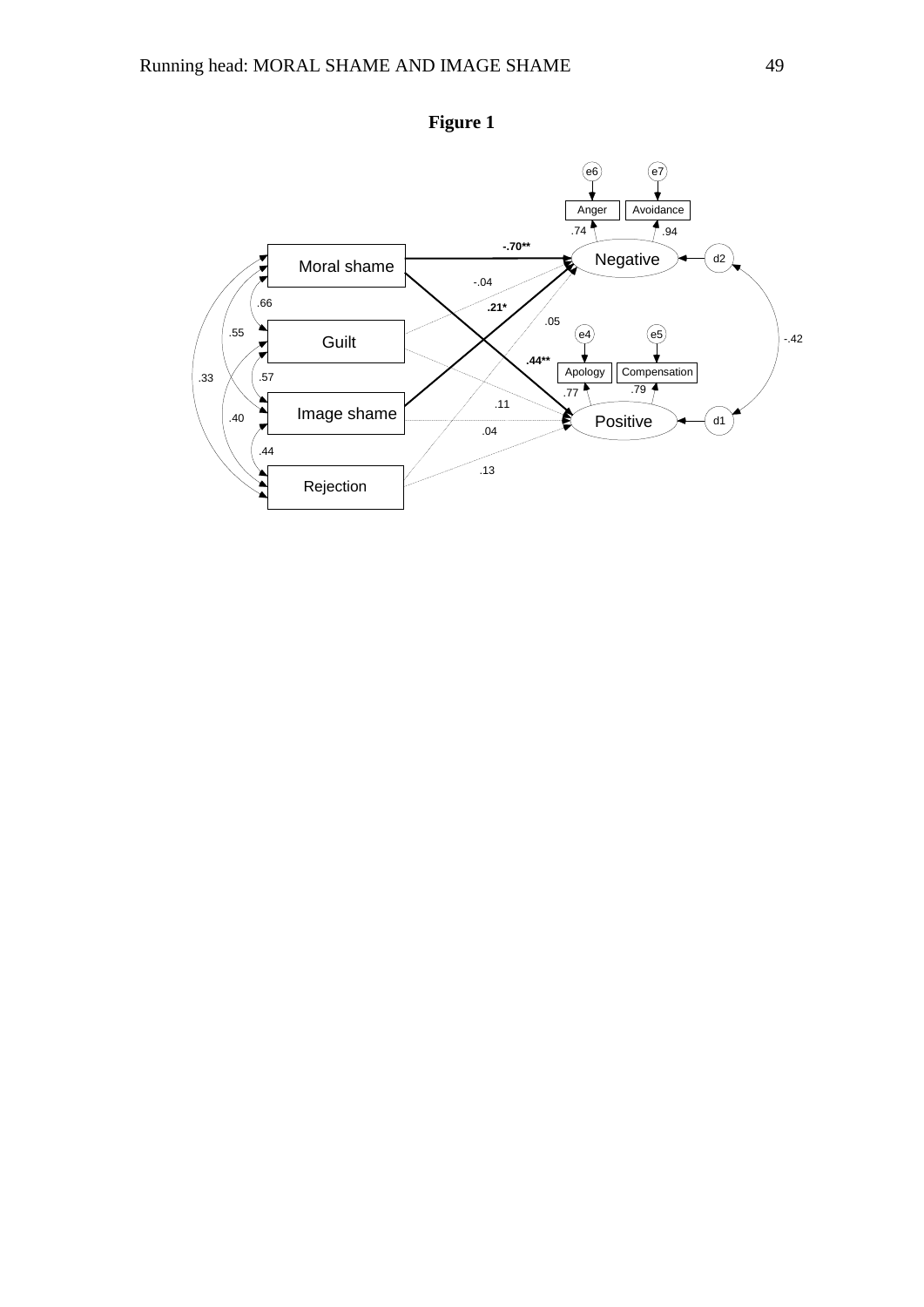**Figure 1**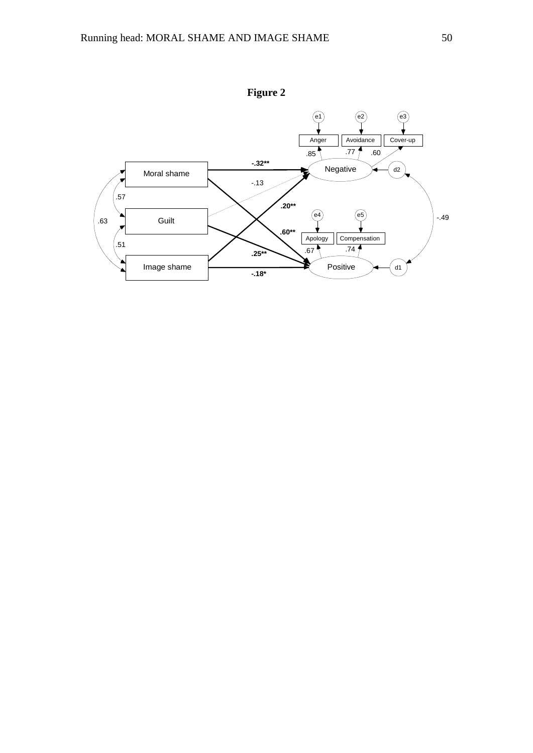**Figure 2**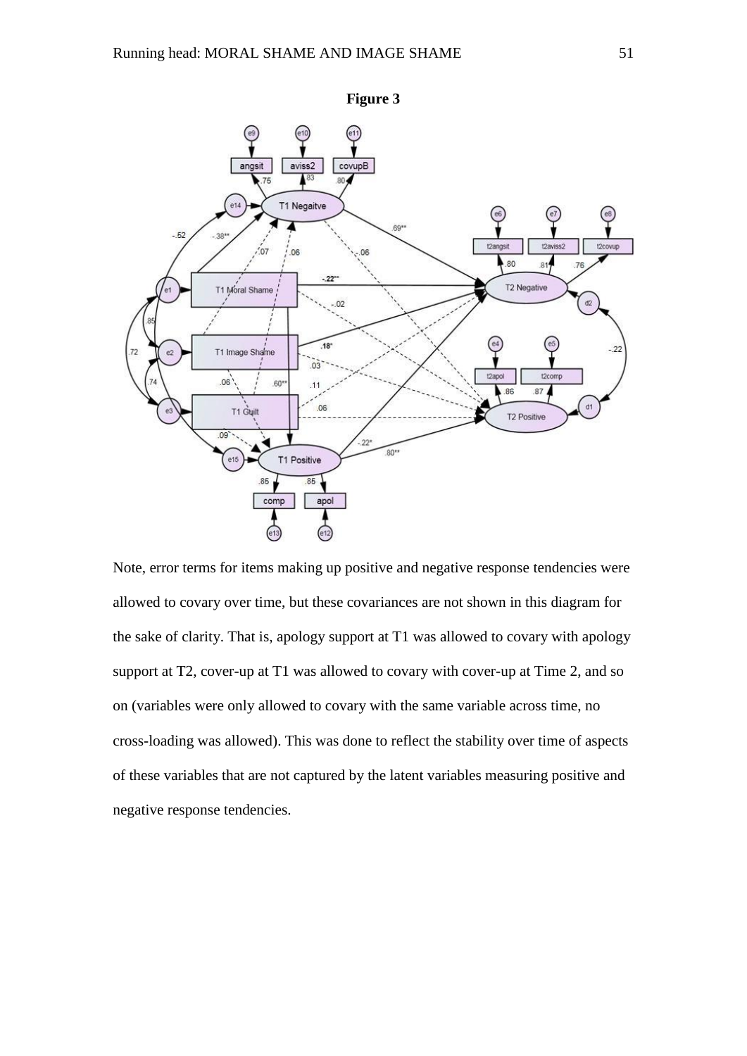**Figure 3**

e9
e10
e11
angsit
aviss2
covupB
.75
.83
.80
e14
T1 Negaitve
-.52
-.38**
.07
.06
.69**
-.06
e6
e7
e8
t2angsit
t2aviss2
t2covup
.80
.81
.76
e1
T1 Moral Shame
-.22**
-.02
T2 Negative
d2
.85
.72
e2
T1 Image Shame
.18*
.03
e4
e5
-.22
.74
.06
.60**
.11
t2apol
t2comp
.86
.87
e3
T1 Guilt
.06
T2 Positive
d1
.09
-.22*
.80**
e15
T1 Positive
.85
.85
comp
apol
e13
e12

Note, error terms for items making up positive and negative response tendencies were allowed to covary over time, but these covariances are not shown in this diagram for the sake of clarity. That is, apology support at T1 was allowed to covary with apology support at T2, cover-up at T1 was allowed to covary with cover-up at Time 2, and so on (variables were only allowed to covary with the same variable across time, no cross-loading was allowed). This was done to reflect the stability over time of aspects of these variables that are not captured by the latent variables measuring positive and negative response tendencies.